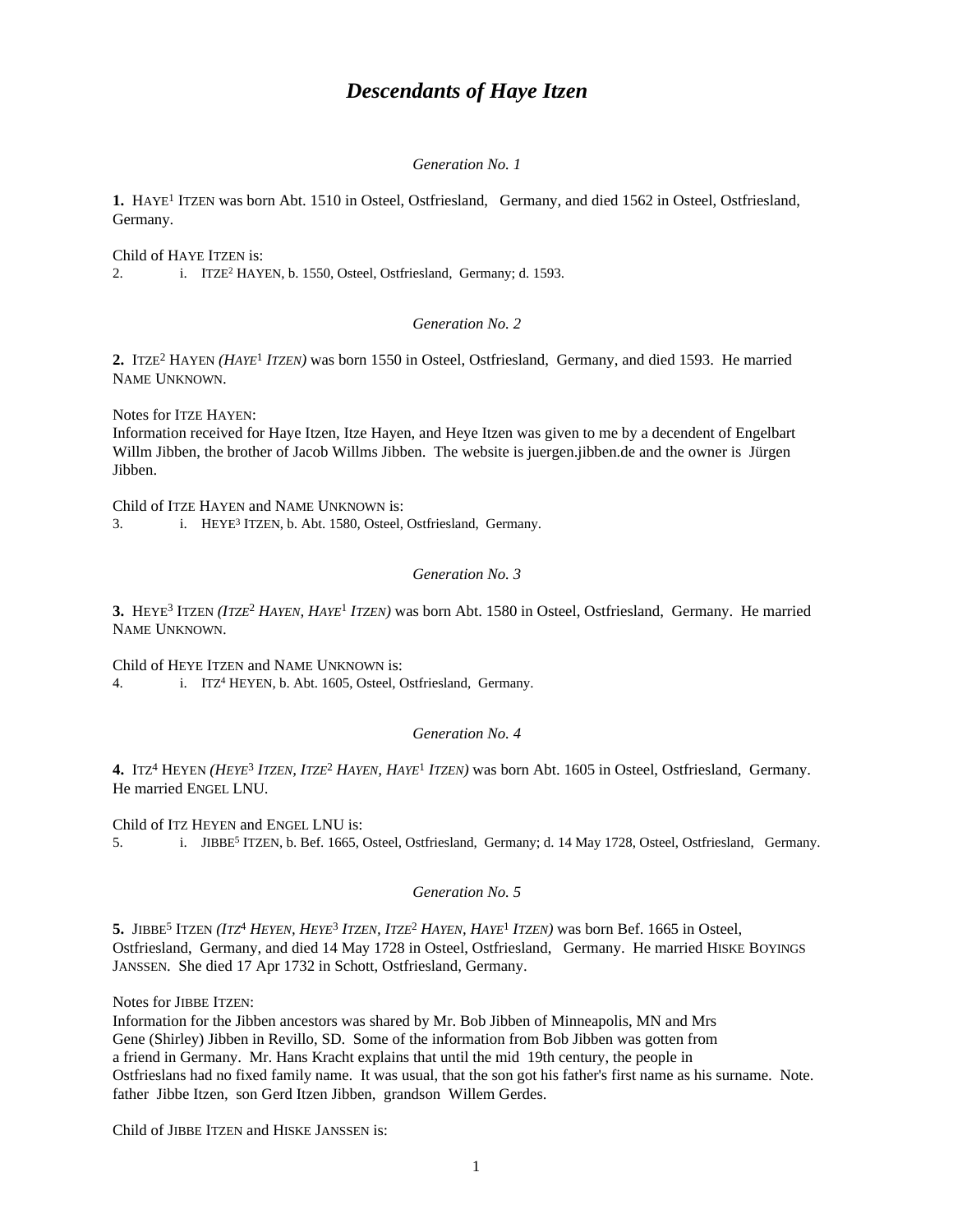# *Descendants of Haye Itzen*

*Generation No. 1*

**1.** HAYE[1] ITZEN was born Abt. 1510 in Osteel, Ostfriesland, Germany, and died 1562 in Osteel, Ostfriesland, Germany.

Child of HAYE ITZEN is:

2. i. ITZE[2] HAYEN, b. 1550, Osteel, Ostfriesland, Germany; d. 1593.

*Generation No. 2*

**2.** ITZE[2] HAYEN *(HAYE[1] ITZEN)* was born 1550 in Osteel, Ostfriesland, Germany, and died 1593. He married NAME UNKNOWN.

Notes for ITZE HAYEN:
Information received for Haye Itzen, Itze Hayen, and Heye Itzen was given to me by a decendent of Engelbart Willm Jibben, the brother of Jacob Willms Jibben. The website is juergen.jibben.de and the owner is Jürgen Jibben.

Child of ITZE HAYEN and NAME UNKNOWN is:

3. i. HEYE[3] ITZEN, b. Abt. 1580, Osteel, Ostfriesland, Germany.

*Generation No. 3*

**3.** HEYE[3] ITZEN *(ITZE[2] HAYEN, HAYE[1] ITZEN)* was born Abt. 1580 in Osteel, Ostfriesland, Germany. He married NAME UNKNOWN.

Child of HEYE ITZEN and NAME UNKNOWN is:

4. i. ITZ[4] HEYEN, b. Abt. 1605, Osteel, Ostfriesland, Germany.

*Generation No. 4*

**4.** ITZ[4] HEYEN *(HEYE[3] ITZEN, ITZE[2] HAYEN, HAYE[1] ITZEN)* was born Abt. 1605 in Osteel, Ostfriesland, Germany. He married ENGEL LNU.

Child of ITZ HEYEN and ENGEL LNU is:

5. i. JIBBE[5] ITZEN, b. Bef. 1665, Osteel, Ostfriesland, Germany; d. 14 May 1728, Osteel, Ostfriesland, Germany.

*Generation No. 5*

**5.** JIBBE[5] ITZEN *(ITZ[4] HEYEN, HEYE[3] ITZEN, ITZE[2] HAYEN, HAYE[1] ITZEN)* was born Bef. 1665 in Osteel, Ostfriesland, Germany, and died 14 May 1728 in Osteel, Ostfriesland, Germany. He married HISKE BOYINGS JANSSEN. She died 17 Apr 1732 in Schott, Ostfriesland, Germany.

Notes for JIBBE ITZEN:
Information for the Jibben ancestors was shared by Mr. Bob Jibben of Minneapolis, MN and Mrs Gene (Shirley) Jibben in Revillo, SD. Some of the information from Bob Jibben was gotten from a friend in Germany. Mr. Hans Kracht explains that until the mid 19th century, the people in Ostfrieslans had no fixed family name. It was usual, that the son got his father's first name as his surname. Note. father Jibbe Itzen, son Gerd Itzen Jibben, grandson Willem Gerdes.

Child of JIBBE ITZEN and HISKE JANSSEN is: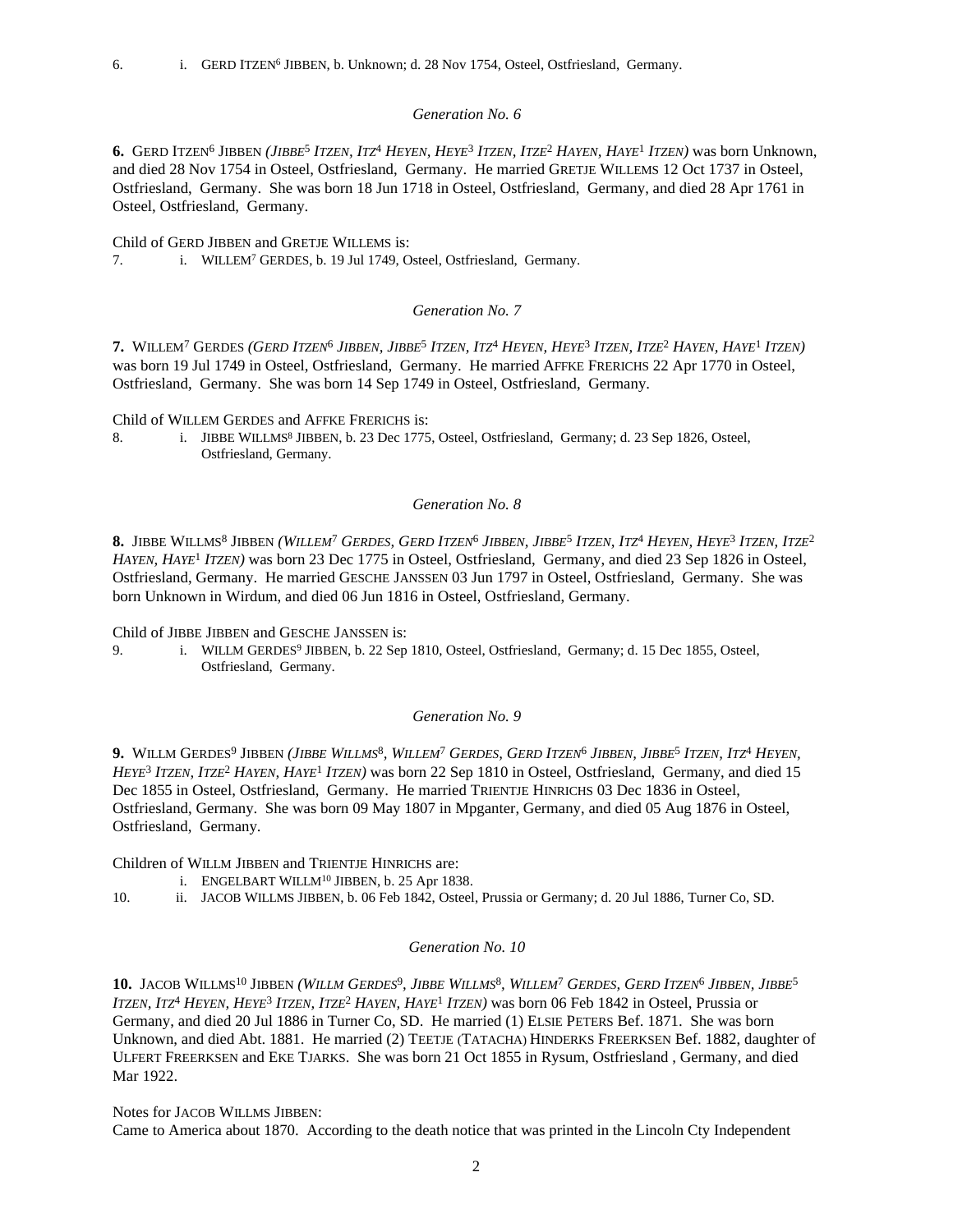6. i. GERD ITZEN[6] JIBBEN, b. Unknown; d. 28 Nov 1754, Osteel, Ostfriesland, Germany.

### *Generation No. 6*

**6.** GERD ITZEN[6] JIBBEN *(JIBBE[5] ITZEN, ITZ[4] HEYEN, HEYE[3] ITZEN, ITZE[2] HAYEN, HAYE[1] ITZEN)* was born Unknown, and died 28 Nov 1754 in Osteel, Ostfriesland, Germany. He married GRETJE WILLEMS 12 Oct 1737 in Osteel, Ostfriesland, Germany. She was born 18 Jun 1718 in Osteel, Ostfriesland, Germany, and died 28 Apr 1761 in Osteel, Ostfriesland, Germany.

Child of GERD JIBBEN and GRETJE WILLEMS is:

7. i. WILLEM[7] GERDES, b. 19 Jul 1749, Osteel, Ostfriesland, Germany.

### *Generation No. 7*

**7.** WILLEM[7] GERDES *(GERD ITZEN[6] JIBBEN, JIBBE[5] ITZEN, ITZ[4] HEYEN, HEYE[3] ITZEN, ITZE[2] HAYEN, HAYE[1] ITZEN)* was born 19 Jul 1749 in Osteel, Ostfriesland, Germany. He married AFFKE FRERICHS 22 Apr 1770 in Osteel, Ostfriesland, Germany. She was born 14 Sep 1749 in Osteel, Ostfriesland, Germany.

Child of WILLEM GERDES and AFFKE FRERICHS is:

8. i. JIBBE WILLMS[8] JIBBEN, b. 23 Dec 1775, Osteel, Ostfriesland, Germany; d. 23 Sep 1826, Osteel, Ostfriesland, Germany.

### *Generation No. 8*

**8.** JIBBE WILLMS[8] JIBBEN *(WILLEM[7] GERDES, GERD ITZEN[6] JIBBEN, JIBBE[5] ITZEN, ITZ[4] HEYEN, HEYE[3] ITZEN, ITZE[2] HAYEN, HAYE[1] ITZEN)* was born 23 Dec 1775 in Osteel, Ostfriesland, Germany, and died 23 Sep 1826 in Osteel, Ostfriesland, Germany. He married GESCHE JANSSEN 03 Jun 1797 in Osteel, Ostfriesland, Germany. She was born Unknown in Wirdum, and died 06 Jun 1816 in Osteel, Ostfriesland, Germany.

Child of JIBBE JIBBEN and GESCHE JANSSEN is:

9. i. WILLM GERDES[9] JIBBEN, b. 22 Sep 1810, Osteel, Ostfriesland, Germany; d. 15 Dec 1855, Osteel, Ostfriesland, Germany.

### *Generation No. 9*

**9.** WILLM GERDES[9] JIBBEN *(JIBBE WILLMS[8], WILLEM[7] GERDES, GERD ITZEN[6] JIBBEN, JIBBE[5] ITZEN, ITZ[4] HEYEN, HEYE[3] ITZEN, ITZE[2] HAYEN, HAYE[1] ITZEN)* was born 22 Sep 1810 in Osteel, Ostfriesland, Germany, and died 15 Dec 1855 in Osteel, Ostfriesland, Germany. He married TRIENTJE HINRICHS 03 Dec 1836 in Osteel, Ostfriesland, Germany. She was born 09 May 1807 in Mpganter, Germany, and died 05 Aug 1876 in Osteel, Ostfriesland, Germany.

Children of WILLM JIBBEN and TRIENTJE HINRICHS are:

i. ENGELBART WILLM[10] JIBBEN, b. 25 Apr 1838.

10. ii. JACOB WILLMS JIBBEN, b. 06 Feb 1842, Osteel, Prussia or Germany; d. 20 Jul 1886, Turner Co, SD.

### *Generation No. 10*

**10.** JACOB WILLMS[10] JIBBEN *(WILLM GERDES[9], JIBBE WILLMS[8], WILLEM[7] GERDES, GERD ITZEN[6] JIBBEN, JIBBE[5] ITZEN, ITZ[4] HEYEN, HEYE[3] ITZEN, ITZE[2] HAYEN, HAYE[1] ITZEN)* was born 06 Feb 1842 in Osteel, Prussia or Germany, and died 20 Jul 1886 in Turner Co, SD. He married (1) ELSIE PETERS Bef. 1871. She was born Unknown, and died Abt. 1881. He married (2) TEETJE (TATACHA) HINDERKS FREERKSEN Bef. 1882, daughter of ULFERT FREERKSEN and EKE TJARKS. She was born 21 Oct 1855 in Rysum, Ostfriesland , Germany, and died Mar 1922.

Notes for JACOB WILLMS JIBBEN:
Came to America about 1870. According to the death notice that was printed in the Lincoln Cty Independent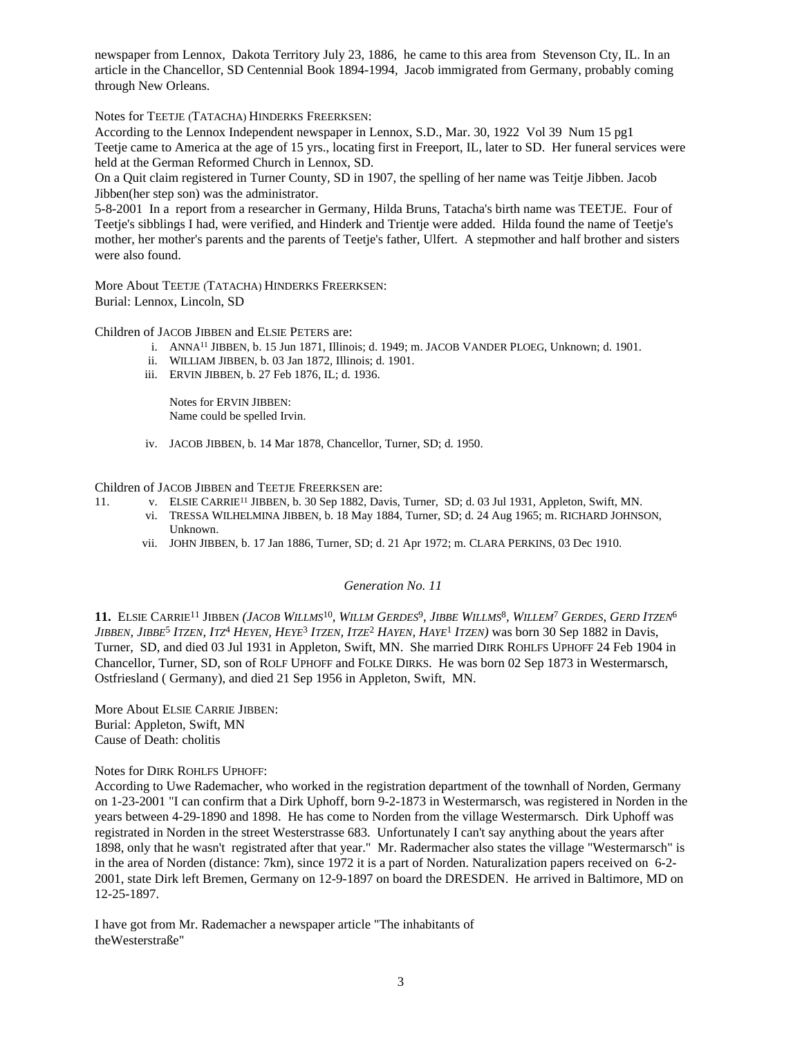newspaper from Lennox, Dakota Territory July 23, 1886, he came to this area from Stevenson Cty, IL. In an article in the Chancellor, SD Centennial Book 1894-1994, Jacob immigrated from Germany, probably coming through New Orleans.

Notes for TEETJE (TATACHA) HINDERKS FREERKSEN:
According to the Lennox Independent newspaper in Lennox, S.D., Mar. 30, 1922 Vol 39 Num 15 pg1
Teetje came to America at the age of 15 yrs., locating first in Freeport, IL, later to SD. Her funeral services were held at the German Reformed Church in Lennox, SD.
On a Quit claim registered in Turner County, SD in 1907, the spelling of her name was Teitje Jibben. Jacob Jibben(her step son) was the administrator.
5-8-2001 In a report from a researcher in Germany, Hilda Bruns, Tatacha's birth name was TEETJE. Four of Teetje's sibblings I had, were verified, and Hinderk and Trientje were added. Hilda found the name of Teetje's mother, her mother's parents and the parents of Teetje's father, Ulfert. A stepmother and half brother and sisters were also found.

More About TEETJE (TATACHA) HINDERKS FREERKSEN:
Burial: Lennox, Lincoln, SD

Children of JACOB JIBBEN and ELSIE PETERS are:

- i. ANNA[11] JIBBEN, b. 15 Jun 1871, Illinois; d. 1949; m. JACOB VANDER PLOEG, Unknown; d. 1901.
- ii. WILLIAM JIBBEN, b. 03 Jan 1872, Illinois; d. 1901.
- iii. ERVIN JIBBEN, b. 27 Feb 1876, IL; d. 1936.

  Notes for ERVIN JIBBEN:
  Name could be spelled Irvin.

- iv. JACOB JIBBEN, b. 14 Mar 1878, Chancellor, Turner, SD; d. 1950.

Children of JACOB JIBBEN and TEETJE FREERKSEN are:

- 11. v. ELSIE CARRIE[11] JIBBEN, b. 30 Sep 1882, Davis, Turner, SD; d. 03 Jul 1931, Appleton, Swift, MN.
- vi. TRESSA WILHELMINA JIBBEN, b. 18 May 1884, Turner, SD; d. 24 Aug 1965; m. RICHARD JOHNSON, Unknown.
- vii. JOHN JIBBEN, b. 17 Jan 1886, Turner, SD; d. 21 Apr 1972; m. CLARA PERKINS, 03 Dec 1910.

### *Generation No. 11*

**11.** ELSIE CARRIE[11] JIBBEN *(JACOB WILLMS[10], WILLM GERDES[9], JIBBE WILLMS[8], WILLEM[7] GERDES, GERD ITZEN[6] JIBBEN, JIBBE[5] ITZEN, ITZ[4] HEYEN, HEYE[3] ITZEN, ITZE[2] HAYEN, HAYE[1] ITZEN)* was born 30 Sep 1882 in Davis, Turner, SD, and died 03 Jul 1931 in Appleton, Swift, MN. She married DIRK ROHLFS UPHOFF 24 Feb 1904 in Chancellor, Turner, SD, son of ROLF UPHOFF and FOLKE DIRKS. He was born 02 Sep 1873 in Westermarsch, Ostfriesland ( Germany), and died 21 Sep 1956 in Appleton, Swift, MN.

More About ELSIE CARRIE JIBBEN:
Burial: Appleton, Swift, MN
Cause of Death: cholitis

Notes for DIRK ROHLFS UPHOFF:
According to Uwe Rademacher, who worked in the registration department of the townhall of Norden, Germany on 1-23-2001 "I can confirm that a Dirk Uphoff, born 9-2-1873 in Westermarsch, was registered in Norden in the years between 4-29-1890 and 1898. He has come to Norden from the village Westermarsch. Dirk Uphoff was registrated in Norden in the street Westerstrasse 683. Unfortunately I can't say anything about the years after 1898, only that he wasn't registrated after that year." Mr. Radermacher also states the village "Westermarsch" is in the area of Norden (distance: 7km), since 1972 it is a part of Norden. Naturalization papers received on 6-2-2001, state Dirk left Bremen, Germany on 12-9-1897 on board the DRESDEN. He arrived in Baltimore, MD on 12-25-1897.

I have got from Mr. Rademacher a newspaper article "The inhabitants of theWesterstraße"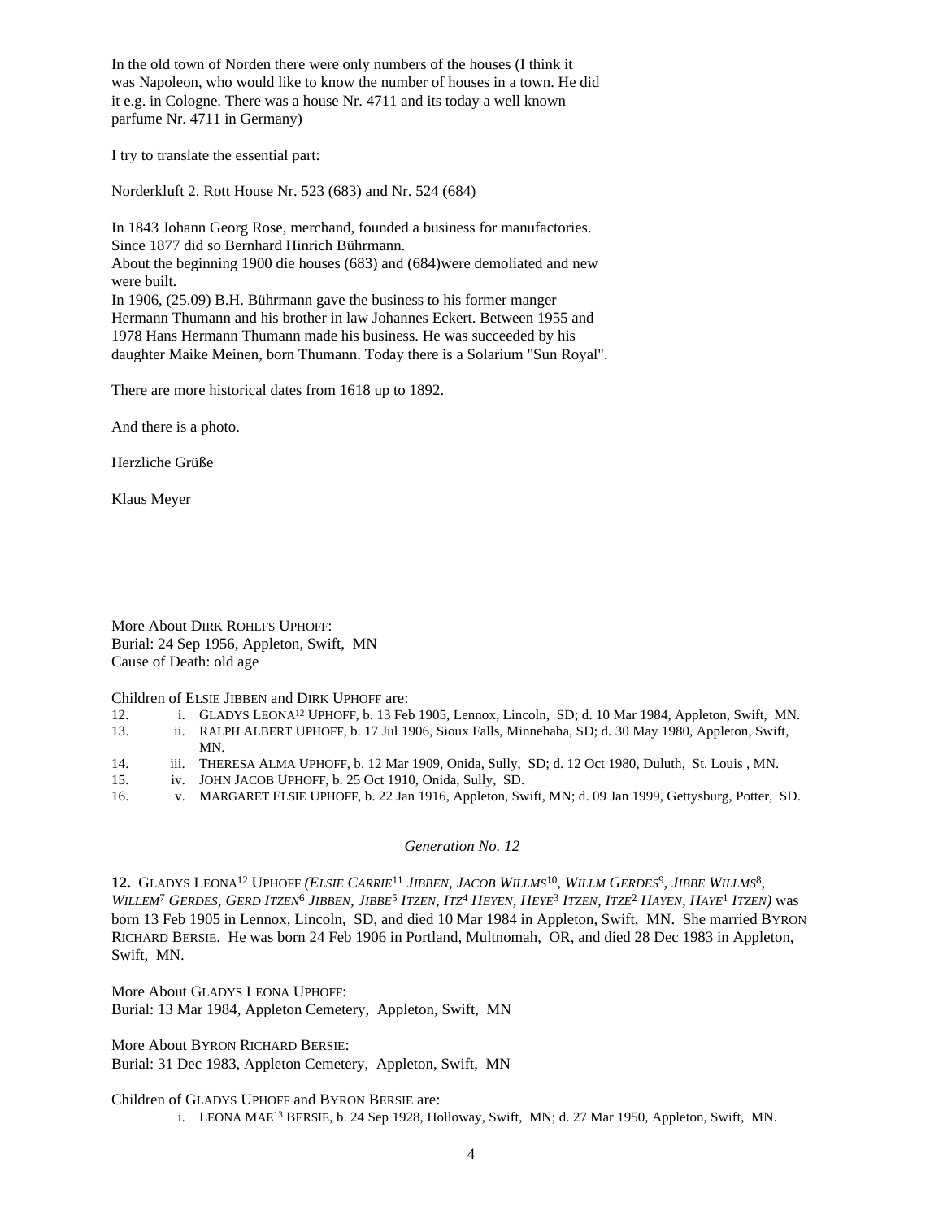In the old town of Norden there were only numbers of the houses (I think it was Napoleon, who would like to know the number of houses in a town. He did it e.g. in Cologne. There was a house Nr. 4711 and its today a well known parfume Nr. 4711 in Germany)

I try to translate the essential part:

Norderkluft 2. Rott House Nr. 523 (683) and Nr. 524 (684)

In 1843 Johann Georg Rose, merchand, founded a business for manufactories.
Since 1877 did so Bernhard Hinrich Bührmann.
About the beginning 1900 die houses (683) and (684)were demoliated and new were built.
In 1906, (25.09) B.H. Bührmann gave the business to his former manger Hermann Thumann and his brother in law Johannes Eckert. Between 1955 and 1978 Hans Hermann Thumann made his business. He was succeeded by his daughter Maike Meinen, born Thumann. Today there is a Solarium "Sun Royal".

There are more historical dates from 1618 up to 1892.

And there is a photo.

Herzliche Grüße

Klaus Meyer

More About DIRK ROHLFS UPHOFF:
Burial: 24 Sep 1956, Appleton, Swift, MN
Cause of Death: old age

Children of ELSIE JIBBEN and DIRK UPHOFF are:

12. i. GLADYS LEONA[12] UPHOFF, b. 13 Feb 1905, Lennox, Lincoln, SD; d. 10 Mar 1984, Appleton, Swift, MN.
13. ii. RALPH ALBERT UPHOFF, b. 17 Jul 1906, Sioux Falls, Minnehaha, SD; d. 30 May 1980, Appleton, Swift, MN.
14. iii. THERESA ALMA UPHOFF, b. 12 Mar 1909, Onida, Sully, SD; d. 12 Oct 1980, Duluth, St. Louis , MN.
15. iv. JOHN JACOB UPHOFF, b. 25 Oct 1910, Onida, Sully, SD.
16. v. MARGARET ELSIE UPHOFF, b. 22 Jan 1916, Appleton, Swift, MN; d. 09 Jan 1999, Gettysburg, Potter, SD.

*Generation No. 12*

**12.** GLADYS LEONA[12] UPHOFF *(ELSIE CARRIE[11] JIBBEN, JACOB WILLMS[10], WILLM GERDES[9], JIBBE WILLMS[8], WILLEM[7] GERDES, GERD ITZEN[6] JIBBEN, JIBBE[5] ITZEN, ITZ[4] HEYEN, HEYE[3] ITZEN, ITZE[2] HAYEN, HAYE[1] ITZEN)* was born 13 Feb 1905 in Lennox, Lincoln, SD, and died 10 Mar 1984 in Appleton, Swift, MN. She married BYRON RICHARD BERSIE. He was born 24 Feb 1906 in Portland, Multnomah, OR, and died 28 Dec 1983 in Appleton, Swift, MN.

More About GLADYS LEONA UPHOFF:
Burial: 13 Mar 1984, Appleton Cemetery, Appleton, Swift, MN

More About BYRON RICHARD BERSIE:
Burial: 31 Dec 1983, Appleton Cemetery, Appleton, Swift, MN

Children of GLADYS UPHOFF and BYRON BERSIE are:

i. LEONA MAE[13] BERSIE, b. 24 Sep 1928, Holloway, Swift, MN; d. 27 Mar 1950, Appleton, Swift, MN.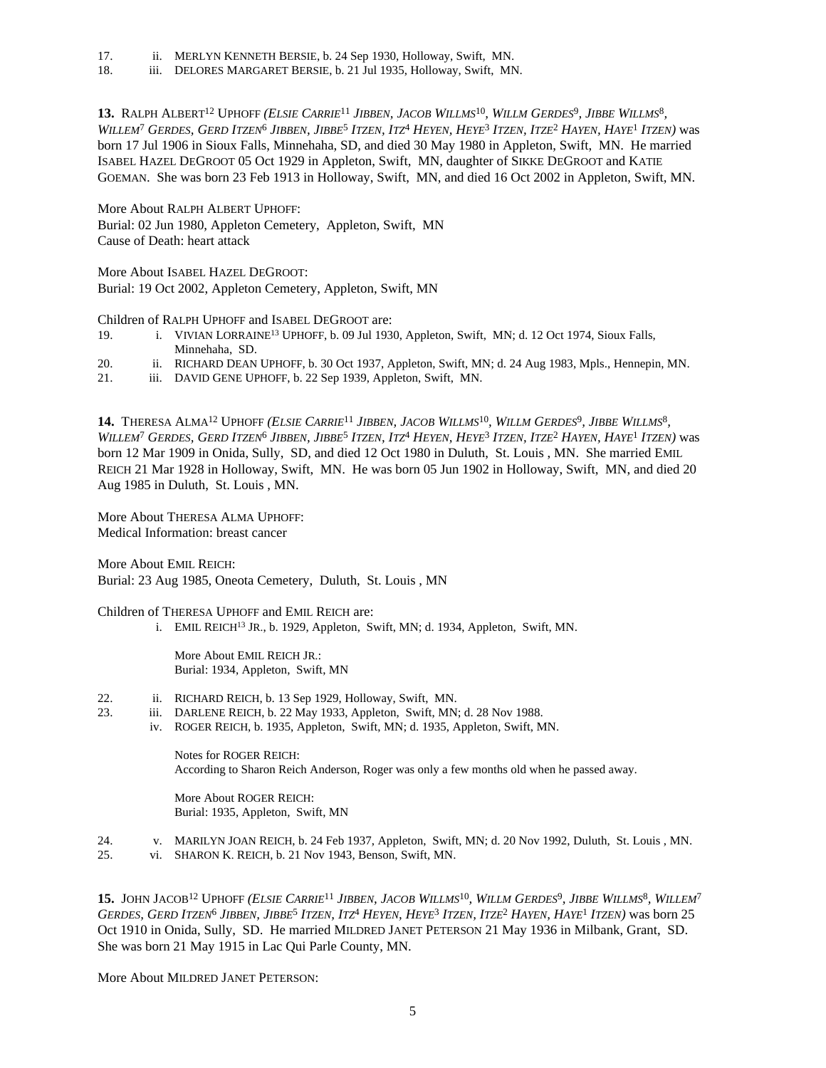17. ii. MERLYN KENNETH BERSIE, b. 24 Sep 1930, Holloway, Swift, MN.
18. iii. DELORES MARGARET BERSIE, b. 21 Jul 1935, Holloway, Swift, MN.

**13.** RALPH ALBERT[12] UPHOFF *(ELSIE CARRIE[11] JIBBEN, JACOB WILLMS[10], WILLM GERDES[9], JIBBE WILLMS[8], WILLEM[7] GERDES, GERD ITZEN[6] JIBBEN, JIBBE[5] ITZEN, ITZ[4] HEYEN, HEYE[3] ITZEN, ITZE[2] HAYEN, HAYE[1] ITZEN)* was born 17 Jul 1906 in Sioux Falls, Minnehaha, SD, and died 30 May 1980 in Appleton, Swift, MN. He married ISABEL HAZEL DEGROOT 05 Oct 1929 in Appleton, Swift, MN, daughter of SIKKE DEGROOT and KATIE GOEMAN. She was born 23 Feb 1913 in Holloway, Swift, MN, and died 16 Oct 2002 in Appleton, Swift, MN.

More About RALPH ALBERT UPHOFF:
Burial: 02 Jun 1980, Appleton Cemetery, Appleton, Swift, MN
Cause of Death: heart attack

More About ISABEL HAZEL DEGROOT:
Burial: 19 Oct 2002, Appleton Cemetery, Appleton, Swift, MN

Children of RALPH UPHOFF and ISABEL DEGROOT are:

19. i. VIVIAN LORRAINE[13] UPHOFF, b. 09 Jul 1930, Appleton, Swift, MN; d. 12 Oct 1974, Sioux Falls, Minnehaha, SD.
20. ii. RICHARD DEAN UPHOFF, b. 30 Oct 1937, Appleton, Swift, MN; d. 24 Aug 1983, Mpls., Hennepin, MN.
21. iii. DAVID GENE UPHOFF, b. 22 Sep 1939, Appleton, Swift, MN.

**14.** THERESA ALMA[12] UPHOFF *(ELSIE CARRIE[11] JIBBEN, JACOB WILLMS[10], WILLM GERDES[9], JIBBE WILLMS[8], WILLEM[7] GERDES, GERD ITZEN[6] JIBBEN, JIBBE[5] ITZEN, ITZ[4] HEYEN, HEYE[3] ITZEN, ITZE[2] HAYEN, HAYE[1] ITZEN)* was born 12 Mar 1909 in Onida, Sully, SD, and died 12 Oct 1980 in Duluth, St. Louis , MN. She married EMIL REICH 21 Mar 1928 in Holloway, Swift, MN. He was born 05 Jun 1902 in Holloway, Swift, MN, and died 20 Aug 1985 in Duluth, St. Louis , MN.

More About THERESA ALMA UPHOFF:
Medical Information: breast cancer

More About EMIL REICH:
Burial: 23 Aug 1985, Oneota Cemetery, Duluth, St. Louis , MN

Children of THERESA UPHOFF and EMIL REICH are:

i. EMIL REICH[13] JR., b. 1929, Appleton, Swift, MN; d. 1934, Appleton, Swift, MN.

More About EMIL REICH JR.:
Burial: 1934, Appleton, Swift, MN

22. ii. RICHARD REICH, b. 13 Sep 1929, Holloway, Swift, MN.
23. iii. DARLENE REICH, b. 22 May 1933, Appleton, Swift, MN; d. 28 Nov 1988.

iv. ROGER REICH, b. 1935, Appleton, Swift, MN; d. 1935, Appleton, Swift, MN.

Notes for ROGER REICH:
According to Sharon Reich Anderson, Roger was only a few months old when he passed away.

More About ROGER REICH:
Burial: 1935, Appleton, Swift, MN

24. v. MARILYN JOAN REICH, b. 24 Feb 1937, Appleton, Swift, MN; d. 20 Nov 1992, Duluth, St. Louis , MN.
25. vi. SHARON K. REICH, b. 21 Nov 1943, Benson, Swift, MN.

**15.** JOHN JACOB[12] UPHOFF *(ELSIE CARRIE[11] JIBBEN, JACOB WILLMS[10], WILLM GERDES[9], JIBBE WILLMS[8], WILLEM[7] GERDES, GERD ITZEN[6] JIBBEN, JIBBE[5] ITZEN, ITZ[4] HEYEN, HEYE[3] ITZEN, ITZE[2] HAYEN, HAYE[1] ITZEN)* was born 25 Oct 1910 in Onida, Sully, SD. He married MILDRED JANET PETERSON 21 May 1936 in Milbank, Grant, SD. She was born 21 May 1915 in Lac Qui Parle County, MN.

More About MILDRED JANET PETERSON: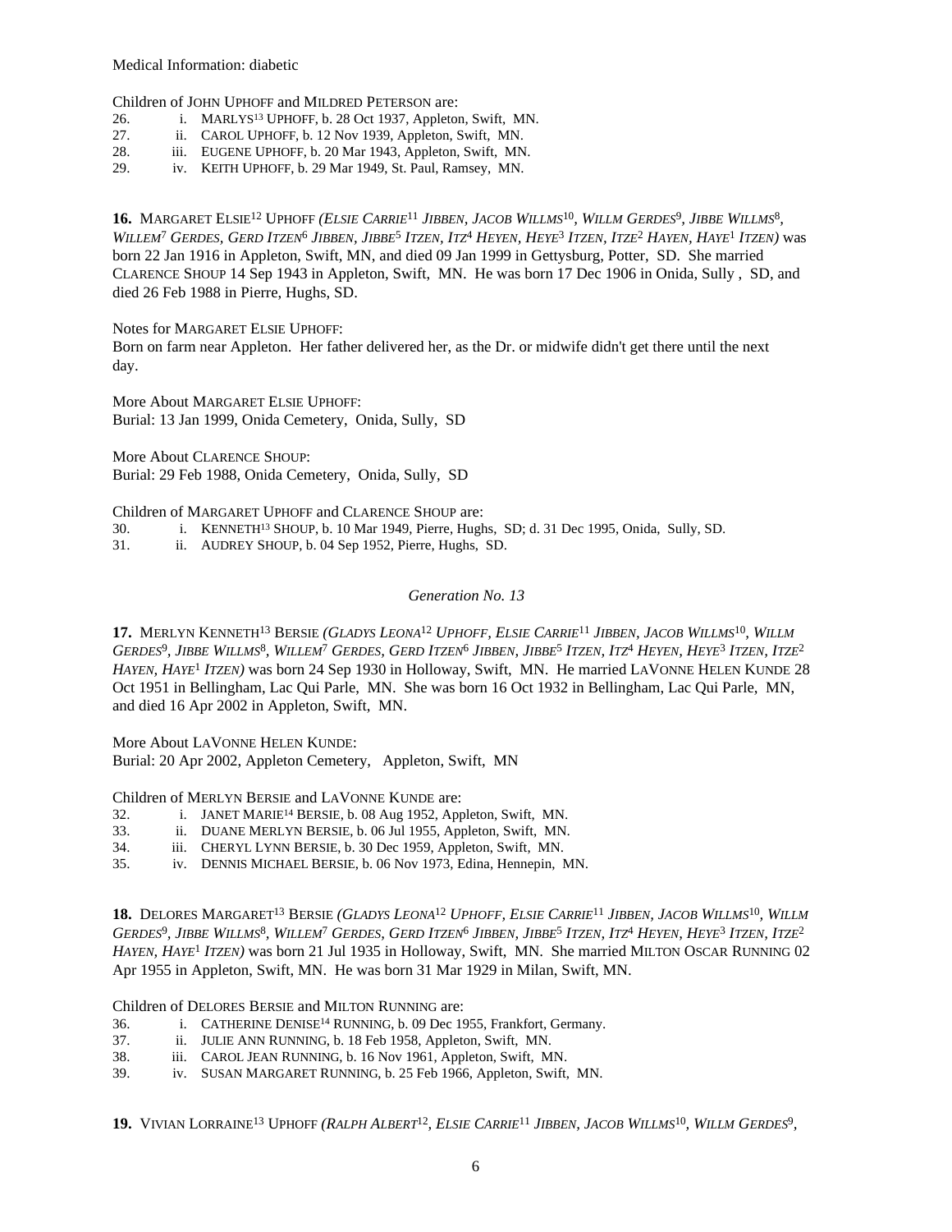Medical Information: diabetic

Children of JOHN UPHOFF and MILDRED PETERSON are:

26. i. MARLYS[13] UPHOFF, b. 28 Oct 1937, Appleton, Swift, MN.
27. ii. CAROL UPHOFF, b. 12 Nov 1939, Appleton, Swift, MN.
28. iii. EUGENE UPHOFF, b. 20 Mar 1943, Appleton, Swift, MN.
29. iv. KEITH UPHOFF, b. 29 Mar 1949, St. Paul, Ramsey, MN.

**16.** MARGARET ELSIE[12] UPHOFF *(ELSIE CARRIE[11] JIBBEN, JACOB WILLMS[10], WILLM GERDES[9], JIBBE WILLMS[8], WILLEM[7] GERDES, GERD ITZEN[6] JIBBEN, JIBBE[5] ITZEN, ITZ[4] HEYEN, HEYE[3] ITZEN, ITZE[2] HAYEN, HAYE[1] ITZEN)* was born 22 Jan 1916 in Appleton, Swift, MN, and died 09 Jan 1999 in Gettysburg, Potter, SD. She married CLARENCE SHOUP 14 Sep 1943 in Appleton, Swift, MN. He was born 17 Dec 1906 in Onida, Sully , SD, and died 26 Feb 1988 in Pierre, Hughs, SD.

Notes for MARGARET ELSIE UPHOFF:
Born on farm near Appleton. Her father delivered her, as the Dr. or midwife didn't get there until the next day.

More About MARGARET ELSIE UPHOFF:
Burial: 13 Jan 1999, Onida Cemetery, Onida, Sully, SD

More About CLARENCE SHOUP:
Burial: 29 Feb 1988, Onida Cemetery, Onida, Sully, SD

Children of MARGARET UPHOFF and CLARENCE SHOUP are:

30. i. KENNETH[13] SHOUP, b. 10 Mar 1949, Pierre, Hughs, SD; d. 31 Dec 1995, Onida, Sully, SD.
31. ii. AUDREY SHOUP, b. 04 Sep 1952, Pierre, Hughs, SD.

*Generation No. 13*

**17.** MERLYN KENNETH[13] BERSIE *(GLADYS LEONA[12] UPHOFF, ELSIE CARRIE[11] JIBBEN, JACOB WILLMS[10], WILLM GERDES[9], JIBBE WILLMS[8], WILLEM[7] GERDES, GERD ITZEN[6] JIBBEN, JIBBE[5] ITZEN, ITZ[4] HEYEN, HEYE[3] ITZEN, ITZE[2] HAYEN, HAYE[1] ITZEN)* was born 24 Sep 1930 in Holloway, Swift, MN. He married LAVONNE HELEN KUNDE 28 Oct 1951 in Bellingham, Lac Qui Parle, MN. She was born 16 Oct 1932 in Bellingham, Lac Qui Parle, MN, and died 16 Apr 2002 in Appleton, Swift, MN.

More About LAVONNE HELEN KUNDE:
Burial: 20 Apr 2002, Appleton Cemetery, Appleton, Swift, MN

Children of MERLYN BERSIE and LAVONNE KUNDE are:

32. i. JANET MARIE[14] BERSIE, b. 08 Aug 1952, Appleton, Swift, MN.
33. ii. DUANE MERLYN BERSIE, b. 06 Jul 1955, Appleton, Swift, MN.
34. iii. CHERYL LYNN BERSIE, b. 30 Dec 1959, Appleton, Swift, MN.
35. iv. DENNIS MICHAEL BERSIE, b. 06 Nov 1973, Edina, Hennepin, MN.

**18.** DELORES MARGARET[13] BERSIE *(GLADYS LEONA[12] UPHOFF, ELSIE CARRIE[11] JIBBEN, JACOB WILLMS[10], WILLM GERDES[9], JIBBE WILLMS[8], WILLEM[7] GERDES, GERD ITZEN[6] JIBBEN, JIBBE[5] ITZEN, ITZ[4] HEYEN, HEYE[3] ITZEN, ITZE[2] HAYEN, HAYE[1] ITZEN)* was born 21 Jul 1935 in Holloway, Swift, MN. She married MILTON OSCAR RUNNING 02 Apr 1955 in Appleton, Swift, MN. He was born 31 Mar 1929 in Milan, Swift, MN.

Children of DELORES BERSIE and MILTON RUNNING are:

36. i. CATHERINE DENISE[14] RUNNING, b. 09 Dec 1955, Frankfort, Germany.
37. ii. JULIE ANN RUNNING, b. 18 Feb 1958, Appleton, Swift, MN.
38. iii. CAROL JEAN RUNNING, b. 16 Nov 1961, Appleton, Swift, MN.
39. iv. SUSAN MARGARET RUNNING, b. 25 Feb 1966, Appleton, Swift, MN.

**19.** VIVIAN LORRAINE[13] UPHOFF *(RALPH ALBERT[12], ELSIE CARRIE[11] JIBBEN, JACOB WILLMS[10], WILLM GERDES[9],*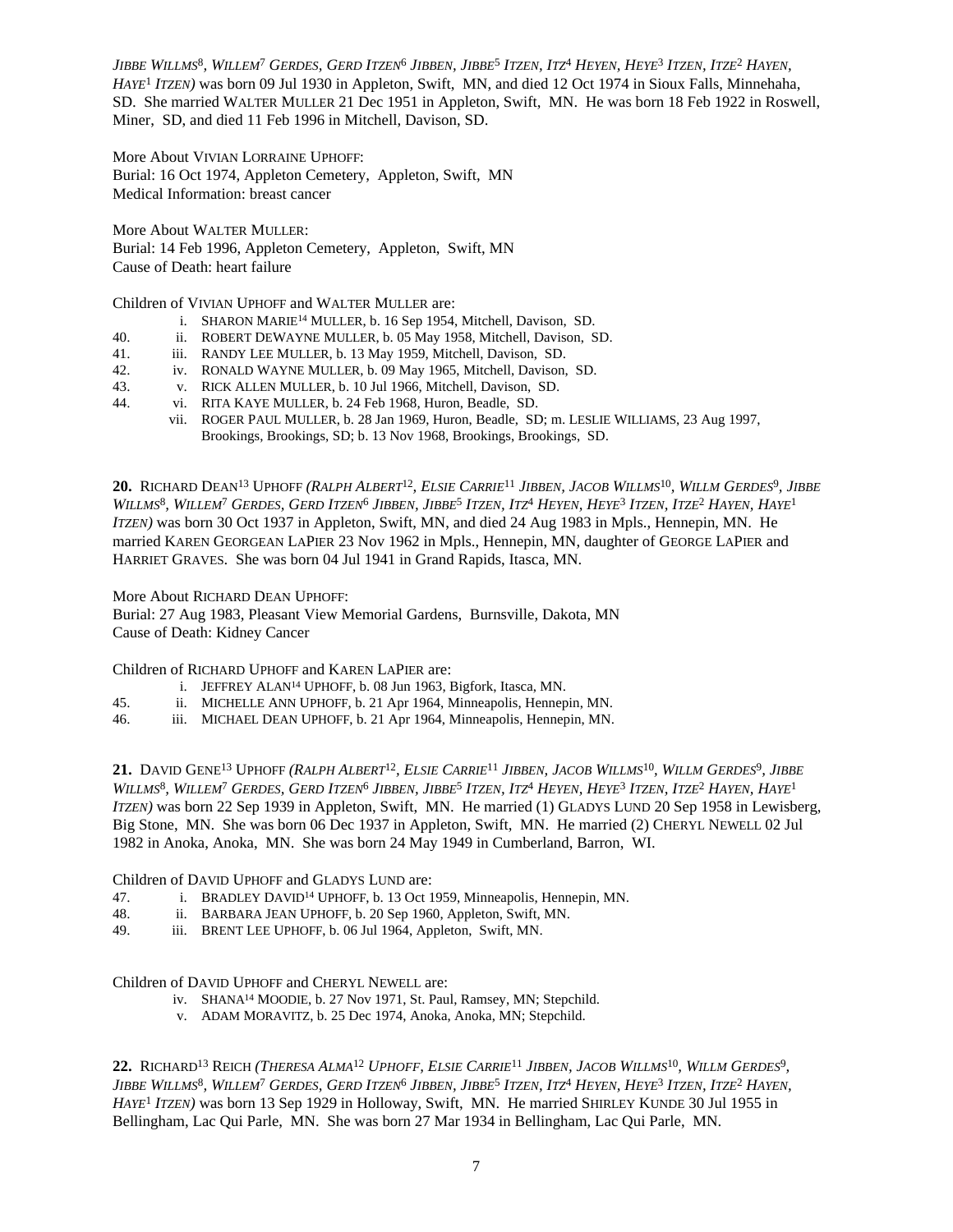*JIBBE WILLMS*[8]*, WILLEM*[7] *GERDES, GERD ITZEN*[6] *JIBBEN, JIBBE*[5] *ITZEN, ITZ*[4] *HEYEN, HEYE*[3] *ITZEN, ITZE*[2] *HAYEN, HAYE*[1] *ITZEN)* was born 09 Jul 1930 in Appleton, Swift, MN, and died 12 Oct 1974 in Sioux Falls, Minnehaha, SD. She married WALTER MULLER 21 Dec 1951 in Appleton, Swift, MN. He was born 18 Feb 1922 in Roswell, Miner, SD, and died 11 Feb 1996 in Mitchell, Davison, SD.

More About VIVIAN LORRAINE UPHOFF:
Burial: 16 Oct 1974, Appleton Cemetery, Appleton, Swift, MN
Medical Information: breast cancer

More About WALTER MULLER:
Burial: 14 Feb 1996, Appleton Cemetery, Appleton, Swift, MN
Cause of Death: heart failure

Children of VIVIAN UPHOFF and WALTER MULLER are:

- i. SHARON MARIE[14] MULLER, b. 16 Sep 1954, Mitchell, Davison, SD.
- 40. ii. ROBERT DEWAYNE MULLER, b. 05 May 1958, Mitchell, Davison, SD.
- 41. iii. RANDY LEE MULLER, b. 13 May 1959, Mitchell, Davison, SD.
- 42. iv. RONALD WAYNE MULLER, b. 09 May 1965, Mitchell, Davison, SD.
- 43. v. RICK ALLEN MULLER, b. 10 Jul 1966, Mitchell, Davison, SD.
- 44. vi. RITA KAYE MULLER, b. 24 Feb 1968, Huron, Beadle, SD.
- vii. ROGER PAUL MULLER, b. 28 Jan 1969, Huron, Beadle, SD; m. LESLIE WILLIAMS, 23 Aug 1997, Brookings, Brookings, SD; b. 13 Nov 1968, Brookings, Brookings, SD.

**20.** RICHARD DEAN[13] UPHOFF *(RALPH ALBERT*[12]*, ELSIE CARRIE*[11] *JIBBEN, JACOB WILLMS*[10]*, WILLM GERDES*[9]*, JIBBE WILLMS*[8]*, WILLEM*[7] *GERDES, GERD ITZEN*[6] *JIBBEN, JIBBE*[5] *ITZEN, ITZ*[4] *HEYEN, HEYE*[3] *ITZEN, ITZE*[2] *HAYEN, HAYE*[1] *ITZEN)* was born 30 Oct 1937 in Appleton, Swift, MN, and died 24 Aug 1983 in Mpls., Hennepin, MN. He married KAREN GEORGEAN LAPIER 23 Nov 1962 in Mpls., Hennepin, MN, daughter of GEORGE LAPIER and HARRIET GRAVES. She was born 04 Jul 1941 in Grand Rapids, Itasca, MN.

More About RICHARD DEAN UPHOFF:
Burial: 27 Aug 1983, Pleasant View Memorial Gardens, Burnsville, Dakota, MN
Cause of Death: Kidney Cancer

Children of RICHARD UPHOFF and KAREN LAPIER are:

- i. JEFFREY ALAN[14] UPHOFF, b. 08 Jun 1963, Bigfork, Itasca, MN.
- 45. ii. MICHELLE ANN UPHOFF, b. 21 Apr 1964, Minneapolis, Hennepin, MN.
- 46. iii. MICHAEL DEAN UPHOFF, b. 21 Apr 1964, Minneapolis, Hennepin, MN.

**21.** DAVID GENE[13] UPHOFF *(RALPH ALBERT*[12]*, ELSIE CARRIE*[11] *JIBBEN, JACOB WILLMS*[10]*, WILLM GERDES*[9]*, JIBBE WILLMS*[8]*, WILLEM*[7] *GERDES, GERD ITZEN*[6] *JIBBEN, JIBBE*[5] *ITZEN, ITZ*[4] *HEYEN, HEYE*[3] *ITZEN, ITZE*[2] *HAYEN, HAYE*[1] *ITZEN)* was born 22 Sep 1939 in Appleton, Swift, MN. He married (1) GLADYS LUND 20 Sep 1958 in Lewisberg, Big Stone, MN. She was born 06 Dec 1937 in Appleton, Swift, MN. He married (2) CHERYL NEWELL 02 Jul 1982 in Anoka, Anoka, MN. She was born 24 May 1949 in Cumberland, Barron, WI.

Children of DAVID UPHOFF and GLADYS LUND are:

- 47. i. BRADLEY DAVID[14] UPHOFF, b. 13 Oct 1959, Minneapolis, Hennepin, MN.
- 48. ii. BARBARA JEAN UPHOFF, b. 20 Sep 1960, Appleton, Swift, MN.
- 49. iii. BRENT LEE UPHOFF, b. 06 Jul 1964, Appleton, Swift, MN.

Children of DAVID UPHOFF and CHERYL NEWELL are:

- iv. SHANA[14] MOODIE, b. 27 Nov 1971, St. Paul, Ramsey, MN; Stepchild.
- v. ADAM MORAVITZ, b. 25 Dec 1974, Anoka, Anoka, MN; Stepchild.

**22.** RICHARD[13] REICH *(THERESA ALMA*[12] *UPHOFF, ELSIE CARRIE*[11] *JIBBEN, JACOB WILLMS*[10]*, WILLM GERDES*[9]*, JIBBE WILLMS*[8]*, WILLEM*[7] *GERDES, GERD ITZEN*[6] *JIBBEN, JIBBE*[5] *ITZEN, ITZ*[4] *HEYEN, HEYE*[3] *ITZEN, ITZE*[2] *HAYEN, HAYE*[1] *ITZEN)* was born 13 Sep 1929 in Holloway, Swift, MN. He married SHIRLEY KUNDE 30 Jul 1955 in Bellingham, Lac Qui Parle, MN. She was born 27 Mar 1934 in Bellingham, Lac Qui Parle, MN.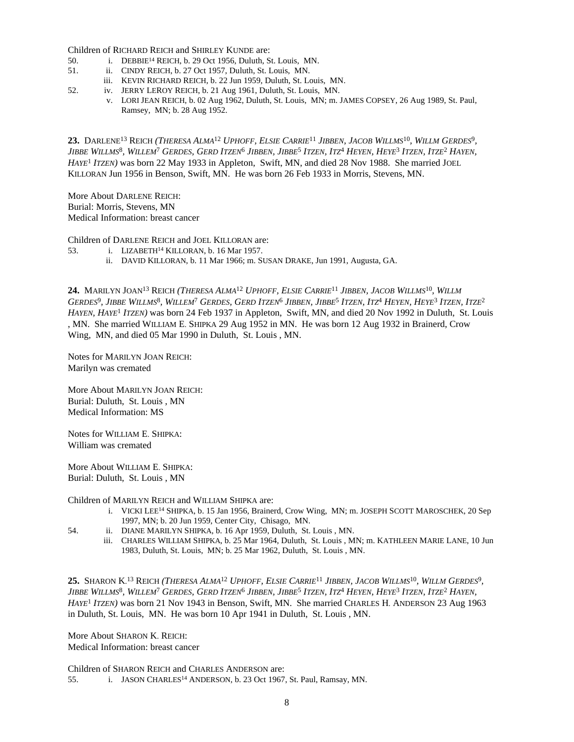Children of RICHARD REICH and SHIRLEY KUNDE are:

50. i. DEBBIE[14] REICH, b. 29 Oct 1956, Duluth, St. Louis, MN.
51. ii. CINDY REICH, b. 27 Oct 1957, Duluth, St. Louis, MN.
iii. KEVIN RICHARD REICH, b. 22 Jun 1959, Duluth, St. Louis, MN.
52. iv. JERRY LEROY REICH, b. 21 Aug 1961, Duluth, St. Louis, MN.
v. LORI JEAN REICH, b. 02 Aug 1962, Duluth, St. Louis, MN; m. JAMES COPSEY, 26 Aug 1989, St. Paul, Ramsey, MN; b. 28 Aug 1952.

**23.** DARLENE[13] REICH *(THERESA ALMA[12] UPHOFF, ELSIE CARRIE[11] JIBBEN, JACOB WILLMS[10], WILLM GERDES[9], JIBBE WILLMS[8], WILLEM[7] GERDES, GERD ITZEN[6] JIBBEN, JIBBE[5] ITZEN, ITZ[4] HEYEN, HEYE[3] ITZEN, ITZE[2] HAYEN, HAYE[1] ITZEN)* was born 22 May 1933 in Appleton, Swift, MN, and died 28 Nov 1988. She married JOEL KILLORAN Jun 1956 in Benson, Swift, MN. He was born 26 Feb 1933 in Morris, Stevens, MN.

More About DARLENE REICH:
Burial: Morris, Stevens, MN
Medical Information: breast cancer

Children of DARLENE REICH and JOEL KILLORAN are:

53. i. LIZABETH[14] KILLORAN, b. 16 Mar 1957.
ii. DAVID KILLORAN, b. 11 Mar 1966; m. SUSAN DRAKE, Jun 1991, Augusta, GA.

**24.** MARILYN JOAN[13] REICH *(THERESA ALMA[12] UPHOFF, ELSIE CARRIE[11] JIBBEN, JACOB WILLMS[10], WILLM GERDES[9], JIBBE WILLMS[8], WILLEM[7] GERDES, GERD ITZEN[6] JIBBEN, JIBBE[5] ITZEN, ITZ[4] HEYEN, HEYE[3] ITZEN, ITZE[2] HAYEN, HAYE[1] ITZEN)* was born 24 Feb 1937 in Appleton, Swift, MN, and died 20 Nov 1992 in Duluth, St. Louis , MN. She married WILLIAM E. SHIPKA 29 Aug 1952 in MN. He was born 12 Aug 1932 in Brainerd, Crow Wing, MN, and died 05 Mar 1990 in Duluth, St. Louis , MN.

Notes for MARILYN JOAN REICH:
Marilyn was cremated

More About MARILYN JOAN REICH:
Burial: Duluth, St. Louis , MN
Medical Information: MS

Notes for WILLIAM E. SHIPKA:
William was cremated

More About WILLIAM E. SHIPKA:
Burial: Duluth, St. Louis , MN

Children of MARILYN REICH and WILLIAM SHIPKA are:

i. VICKI LEE[14] SHIPKA, b. 15 Jan 1956, Brainerd, Crow Wing, MN; m. JOSEPH SCOTT MAROSCHEK, 20 Sep 1997, MN; b. 20 Jun 1959, Center City, Chisago, MN.
54. ii. DIANE MARILYN SHIPKA, b. 16 Apr 1959, Duluth, St. Louis , MN.
iii. CHARLES WILLIAM SHIPKA, b. 25 Mar 1964, Duluth, St. Louis , MN; m. KATHLEEN MARIE LANE, 10 Jun 1983, Duluth, St. Louis, MN; b. 25 Mar 1962, Duluth, St. Louis , MN.

**25.** SHARON K.[13] REICH *(THERESA ALMA[12] UPHOFF, ELSIE CARRIE[11] JIBBEN, JACOB WILLMS[10], WILLM GERDES[9], JIBBE WILLMS[8], WILLEM[7] GERDES, GERD ITZEN[6] JIBBEN, JIBBE[5] ITZEN, ITZ[4] HEYEN, HEYE[3] ITZEN, ITZE[2] HAYEN, HAYE[1] ITZEN)* was born 21 Nov 1943 in Benson, Swift, MN. She married CHARLES H. ANDERSON 23 Aug 1963 in Duluth, St. Louis, MN. He was born 10 Apr 1941 in Duluth, St. Louis , MN.

More About SHARON K. REICH:
Medical Information: breast cancer

Children of SHARON REICH and CHARLES ANDERSON are:

55. i. JASON CHARLES[14] ANDERSON, b. 23 Oct 1967, St. Paul, Ramsay, MN.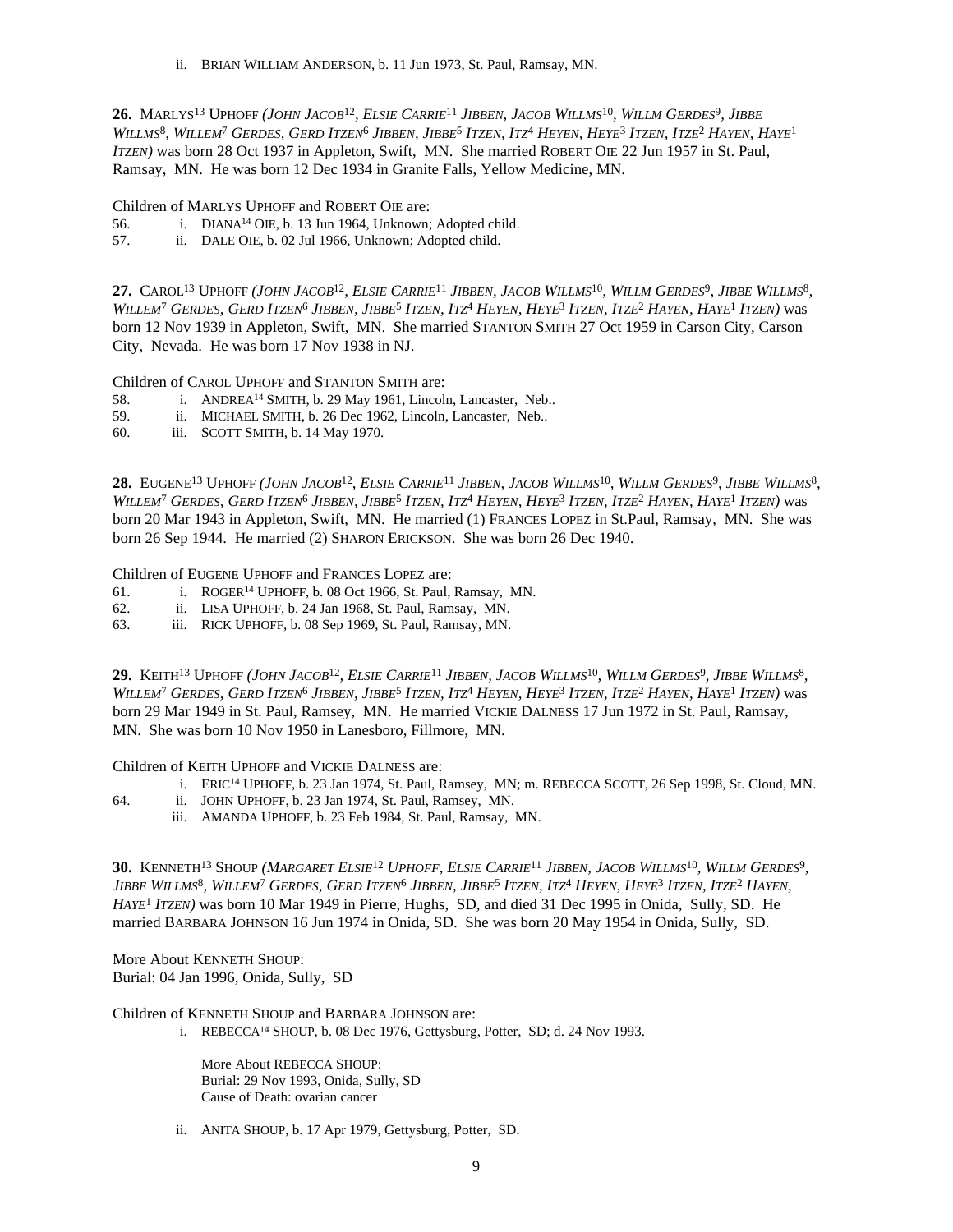ii. BRIAN WILLIAM ANDERSON, b. 11 Jun 1973, St. Paul, Ramsay, MN.

**26.** MARLYS[13] UPHOFF *(JOHN JACOB[12], ELSIE CARRIE[11] JIBBEN, JACOB WILLMS[10], WILLM GERDES[9], JIBBE WILLMS[8], WILLEM[7] GERDES, GERD ITZEN[6] JIBBEN, JIBBE[5] ITZEN, ITZ[4] HEYEN, HEYE[3] ITZEN, ITZE[2] HAYEN, HAYE[1] ITZEN)* was born 28 Oct 1937 in Appleton, Swift, MN. She married ROBERT OIE 22 Jun 1957 in St. Paul, Ramsay, MN. He was born 12 Dec 1934 in Granite Falls, Yellow Medicine, MN.

Children of MARLYS UPHOFF and ROBERT OIE are:

56. i. DIANA[14] OIE, b. 13 Jun 1964, Unknown; Adopted child.
57. ii. DALE OIE, b. 02 Jul 1966, Unknown; Adopted child.

**27.** CAROL[13] UPHOFF *(JOHN JACOB[12], ELSIE CARRIE[11] JIBBEN, JACOB WILLMS[10], WILLM GERDES[9], JIBBE WILLMS[8], WILLEM[7] GERDES, GERD ITZEN[6] JIBBEN, JIBBE[5] ITZEN, ITZ[4] HEYEN, HEYE[3] ITZEN, ITZE[2] HAYEN, HAYE[1] ITZEN)* was born 12 Nov 1939 in Appleton, Swift, MN. She married STANTON SMITH 27 Oct 1959 in Carson City, Carson City, Nevada. He was born 17 Nov 1938 in NJ.

Children of CAROL UPHOFF and STANTON SMITH are:

58. i. ANDREA[14] SMITH, b. 29 May 1961, Lincoln, Lancaster, Neb..
59. ii. MICHAEL SMITH, b. 26 Dec 1962, Lincoln, Lancaster, Neb..
60. iii. SCOTT SMITH, b. 14 May 1970.

**28.** EUGENE[13] UPHOFF *(JOHN JACOB[12], ELSIE CARRIE[11] JIBBEN, JACOB WILLMS[10], WILLM GERDES[9], JIBBE WILLMS[8], WILLEM[7] GERDES, GERD ITZEN[6] JIBBEN, JIBBE[5] ITZEN, ITZ[4] HEYEN, HEYE[3] ITZEN, ITZE[2] HAYEN, HAYE[1] ITZEN)* was born 20 Mar 1943 in Appleton, Swift, MN. He married (1) FRANCES LOPEZ in St.Paul, Ramsay, MN. She was born 26 Sep 1944. He married (2) SHARON ERICKSON. She was born 26 Dec 1940.

Children of EUGENE UPHOFF and FRANCES LOPEZ are:

61. i. ROGER[14] UPHOFF, b. 08 Oct 1966, St. Paul, Ramsay, MN.
62. ii. LISA UPHOFF, b. 24 Jan 1968, St. Paul, Ramsay, MN.
63. iii. RICK UPHOFF, b. 08 Sep 1969, St. Paul, Ramsay, MN.

**29.** KEITH[13] UPHOFF *(JOHN JACOB[12], ELSIE CARRIE[11] JIBBEN, JACOB WILLMS[10], WILLM GERDES[9], JIBBE WILLMS[8], WILLEM[7] GERDES, GERD ITZEN[6] JIBBEN, JIBBE[5] ITZEN, ITZ[4] HEYEN, HEYE[3] ITZEN, ITZE[2] HAYEN, HAYE[1] ITZEN)* was born 29 Mar 1949 in St. Paul, Ramsey, MN. He married VICKIE DALNESS 17 Jun 1972 in St. Paul, Ramsay, MN. She was born 10 Nov 1950 in Lanesboro, Fillmore, MN.

Children of KEITH UPHOFF and VICKIE DALNESS are:

i. ERIC[14] UPHOFF, b. 23 Jan 1974, St. Paul, Ramsey, MN; m. REBECCA SCOTT, 26 Sep 1998, St. Cloud, MN.
64. ii. JOHN UPHOFF, b. 23 Jan 1974, St. Paul, Ramsey, MN.
iii. AMANDA UPHOFF, b. 23 Feb 1984, St. Paul, Ramsay, MN.

**30.** KENNETH[13] SHOUP *(MARGARET ELSIE[12] UPHOFF, ELSIE CARRIE[11] JIBBEN, JACOB WILLMS[10], WILLM GERDES[9], JIBBE WILLMS[8], WILLEM[7] GERDES, GERD ITZEN[6] JIBBEN, JIBBE[5] ITZEN, ITZ[4] HEYEN, HEYE[3] ITZEN, ITZE[2] HAYEN, HAYE[1] ITZEN)* was born 10 Mar 1949 in Pierre, Hughs, SD, and died 31 Dec 1995 in Onida, Sully, SD. He married BARBARA JOHNSON 16 Jun 1974 in Onida, SD. She was born 20 May 1954 in Onida, Sully, SD.

More About KENNETH SHOUP:
Burial: 04 Jan 1996, Onida, Sully, SD

Children of KENNETH SHOUP and BARBARA JOHNSON are:

i. REBECCA[14] SHOUP, b. 08 Dec 1976, Gettysburg, Potter, SD; d. 24 Nov 1993.

   More About REBECCA SHOUP:
   Burial: 29 Nov 1993, Onida, Sully, SD
   Cause of Death: ovarian cancer

ii. ANITA SHOUP, b. 17 Apr 1979, Gettysburg, Potter, SD.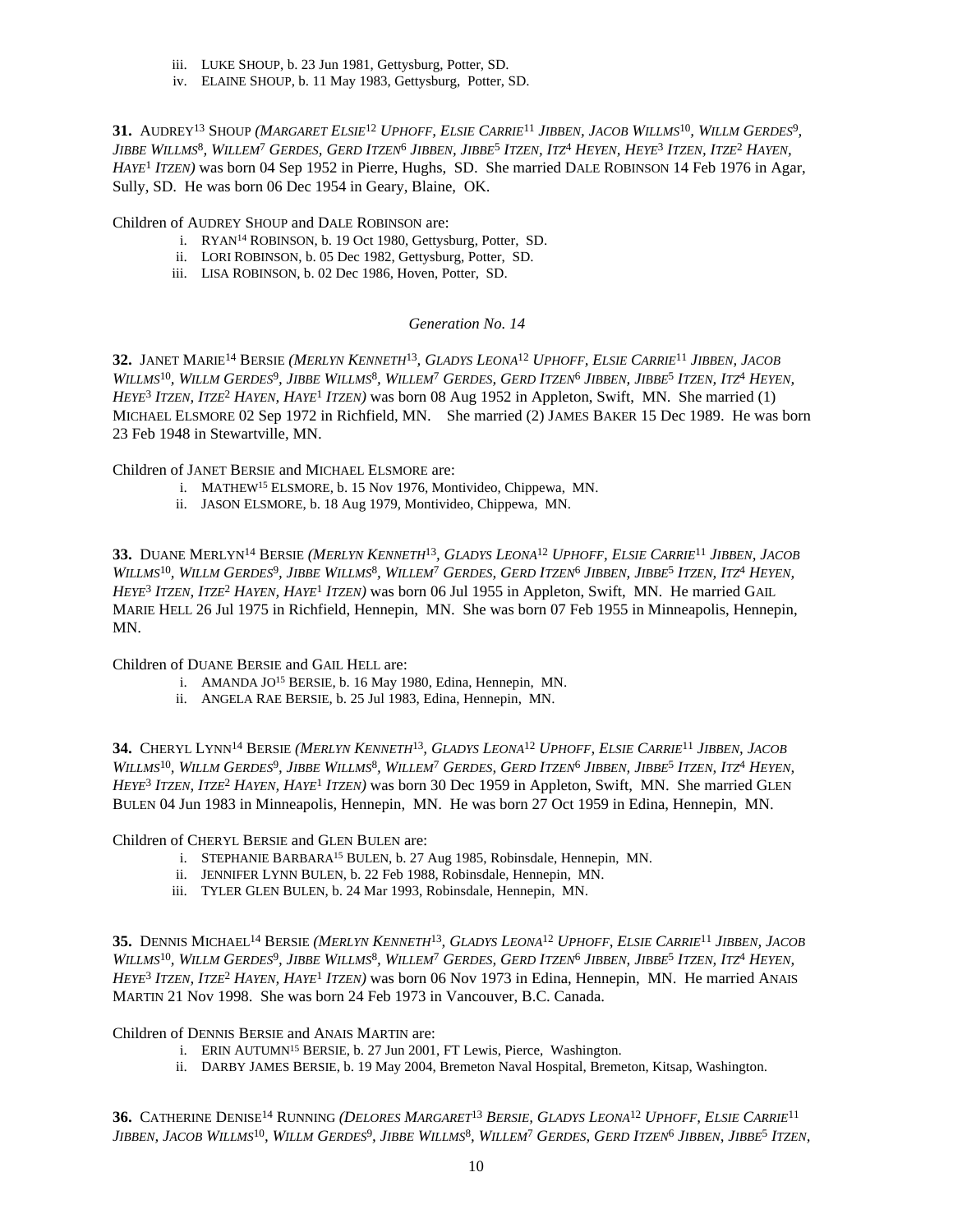iii. LUKE SHOUP, b. 23 Jun 1981, Gettysburg, Potter, SD.
iv. ELAINE SHOUP, b. 11 May 1983, Gettysburg, Potter, SD.

**31.** AUDREY[13] SHOUP *(MARGARET ELSIE[12] UPHOFF, ELSIE CARRIE[11] JIBBEN, JACOB WILLMS[10], WILLM GERDES[9], JIBBE WILLMS[8], WILLEM[7] GERDES, GERD ITZEN[6] JIBBEN, JIBBE[5] ITZEN, ITZ[4] HEYEN, HEYE[3] ITZEN, ITZE[2] HAYEN, HAYE[1] ITZEN)* was born 04 Sep 1952 in Pierre, Hughs, SD. She married DALE ROBINSON 14 Feb 1976 in Agar, Sully, SD. He was born 06 Dec 1954 in Geary, Blaine, OK.

Children of AUDREY SHOUP and DALE ROBINSON are:

i. RYAN[14] ROBINSON, b. 19 Oct 1980, Gettysburg, Potter, SD.
ii. LORI ROBINSON, b. 05 Dec 1982, Gettysburg, Potter, SD.
iii. LISA ROBINSON, b. 02 Dec 1986, Hoven, Potter, SD.

*Generation No. 14*

**32.** JANET MARIE[14] BERSIE *(MERLYN KENNETH[13], GLADYS LEONA[12] UPHOFF, ELSIE CARRIE[11] JIBBEN, JACOB WILLMS[10], WILLM GERDES[9], JIBBE WILLMS[8], WILLEM[7] GERDES, GERD ITZEN[6] JIBBEN, JIBBE[5] ITZEN, ITZ[4] HEYEN, HEYE[3] ITZEN, ITZE[2] HAYEN, HAYE[1] ITZEN)* was born 08 Aug 1952 in Appleton, Swift, MN. She married (1) MICHAEL ELSMORE 02 Sep 1972 in Richfield, MN. She married (2) JAMES BAKER 15 Dec 1989. He was born 23 Feb 1948 in Stewartville, MN.

Children of JANET BERSIE and MICHAEL ELSMORE are:

i. MATHEW[15] ELSMORE, b. 15 Nov 1976, Montivideo, Chippewa, MN.
ii. JASON ELSMORE, b. 18 Aug 1979, Montivideo, Chippewa, MN.

**33.** DUANE MERLYN[14] BERSIE *(MERLYN KENNETH[13], GLADYS LEONA[12] UPHOFF, ELSIE CARRIE[11] JIBBEN, JACOB WILLMS[10], WILLM GERDES[9], JIBBE WILLMS[8], WILLEM[7] GERDES, GERD ITZEN[6] JIBBEN, JIBBE[5] ITZEN, ITZ[4] HEYEN, HEYE[3] ITZEN, ITZE[2] HAYEN, HAYE[1] ITZEN)* was born 06 Jul 1955 in Appleton, Swift, MN. He married GAIL MARIE HELL 26 Jul 1975 in Richfield, Hennepin, MN. She was born 07 Feb 1955 in Minneapolis, Hennepin, MN.

Children of DUANE BERSIE and GAIL HELL are:

i. AMANDA JO[15] BERSIE, b. 16 May 1980, Edina, Hennepin, MN.
ii. ANGELA RAE BERSIE, b. 25 Jul 1983, Edina, Hennepin, MN.

**34.** CHERYL LYNN[14] BERSIE *(MERLYN KENNETH[13], GLADYS LEONA[12] UPHOFF, ELSIE CARRIE[11] JIBBEN, JACOB WILLMS[10], WILLM GERDES[9], JIBBE WILLMS[8], WILLEM[7] GERDES, GERD ITZEN[6] JIBBEN, JIBBE[5] ITZEN, ITZ[4] HEYEN, HEYE[3] ITZEN, ITZE[2] HAYEN, HAYE[1] ITZEN)* was born 30 Dec 1959 in Appleton, Swift, MN. She married GLEN BULEN 04 Jun 1983 in Minneapolis, Hennepin, MN. He was born 27 Oct 1959 in Edina, Hennepin, MN.

Children of CHERYL BERSIE and GLEN BULEN are:

i. STEPHANIE BARBARA[15] BULEN, b. 27 Aug 1985, Robinsdale, Hennepin, MN.
ii. JENNIFER LYNN BULEN, b. 22 Feb 1988, Robinsdale, Hennepin, MN.
iii. TYLER GLEN BULEN, b. 24 Mar 1993, Robinsdale, Hennepin, MN.

**35.** DENNIS MICHAEL[14] BERSIE *(MERLYN KENNETH[13], GLADYS LEONA[12] UPHOFF, ELSIE CARRIE[11] JIBBEN, JACOB WILLMS[10], WILLM GERDES[9], JIBBE WILLMS[8], WILLEM[7] GERDES, GERD ITZEN[6] JIBBEN, JIBBE[5] ITZEN, ITZ[4] HEYEN, HEYE[3] ITZEN, ITZE[2] HAYEN, HAYE[1] ITZEN)* was born 06 Nov 1973 in Edina, Hennepin, MN. He married ANAIS MARTIN 21 Nov 1998. She was born 24 Feb 1973 in Vancouver, B.C. Canada.

Children of DENNIS BERSIE and ANAIS MARTIN are:

i. ERIN AUTUMN[15] BERSIE, b. 27 Jun 2001, FT Lewis, Pierce, Washington.
ii. DARBY JAMES BERSIE, b. 19 May 2004, Bremeton Naval Hospital, Bremeton, Kitsap, Washington.

**36.** CATHERINE DENISE[14] RUNNING *(DELORES MARGARET[13] BERSIE, GLADYS LEONA[12] UPHOFF, ELSIE CARRIE[11] JIBBEN, JACOB WILLMS[10], WILLM GERDES[9], JIBBE WILLMS[8], WILLEM[7] GERDES, GERD ITZEN[6] JIBBEN, JIBBE[5] ITZEN,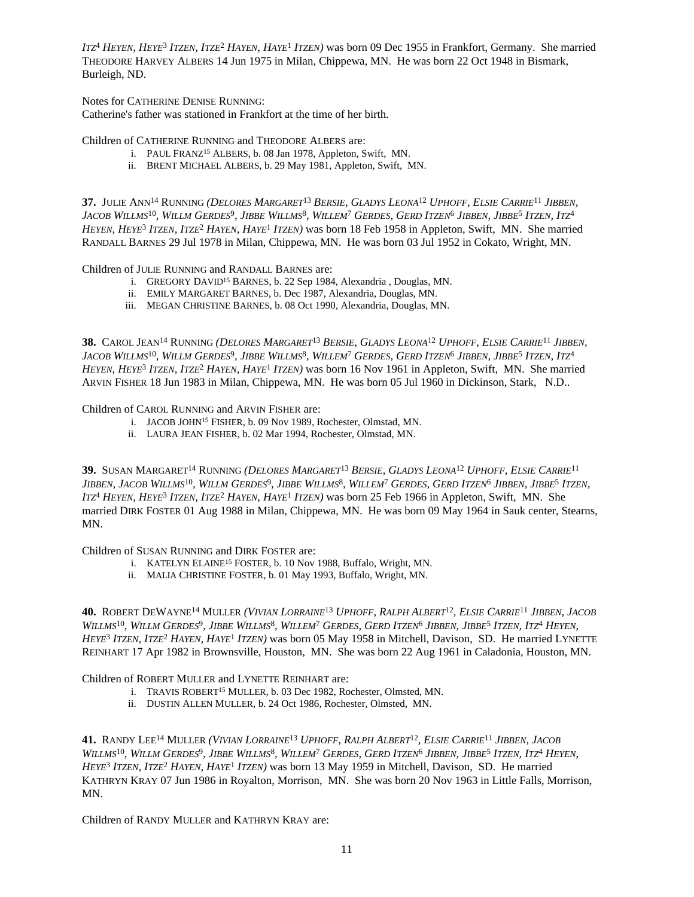*ITZ[4] HEYEN, HEYE[3] ITZEN, ITZE[2] HAYEN, HAYE[1] ITZEN)* was born 09 Dec 1955 in Frankfort, Germany. She married THEODORE HARVEY ALBERS 14 Jun 1975 in Milan, Chippewa, MN. He was born 22 Oct 1948 in Bismark, Burleigh, ND.

Notes for CATHERINE DENISE RUNNING:
Catherine's father was stationed in Frankfort at the time of her birth.

Children of CATHERINE RUNNING and THEODORE ALBERS are:

i. PAUL FRANZ[15] ALBERS, b. 08 Jan 1978, Appleton, Swift, MN.
ii. BRENT MICHAEL ALBERS, b. 29 May 1981, Appleton, Swift, MN.

**37.** JULIE ANN[14] RUNNING *(DELORES MARGARET[13] BERSIE, GLADYS LEONA[12] UPHOFF, ELSIE CARRIE[11] JIBBEN, JACOB WILLMS[10], WILLM GERDES[9], JIBBE WILLMS[8], WILLEM[7] GERDES, GERD ITZEN[6] JIBBEN, JIBBE[5] ITZEN, ITZ[4] HEYEN, HEYE[3] ITZEN, ITZE[2] HAYEN, HAYE[1] ITZEN)* was born 18 Feb 1958 in Appleton, Swift, MN. She married RANDALL BARNES 29 Jul 1978 in Milan, Chippewa, MN. He was born 03 Jul 1952 in Cokato, Wright, MN.

Children of JULIE RUNNING and RANDALL BARNES are:

i. GREGORY DAVID[15] BARNES, b. 22 Sep 1984, Alexandria , Douglas, MN.
ii. EMILY MARGARET BARNES, b. Dec 1987, Alexandria, Douglas, MN.
iii. MEGAN CHRISTINE BARNES, b. 08 Oct 1990, Alexandria, Douglas, MN.

**38.** CAROL JEAN[14] RUNNING *(DELORES MARGARET[13] BERSIE, GLADYS LEONA[12] UPHOFF, ELSIE CARRIE[11] JIBBEN, JACOB WILLMS[10], WILLM GERDES[9], JIBBE WILLMS[8], WILLEM[7] GERDES, GERD ITZEN[6] JIBBEN, JIBBE[5] ITZEN, ITZ[4] HEYEN, HEYE[3] ITZEN, ITZE[2] HAYEN, HAYE[1] ITZEN)* was born 16 Nov 1961 in Appleton, Swift, MN. She married ARVIN FISHER 18 Jun 1983 in Milan, Chippewa, MN. He was born 05 Jul 1960 in Dickinson, Stark, N.D..

Children of CAROL RUNNING and ARVIN FISHER are:

i. JACOB JOHN[15] FISHER, b. 09 Nov 1989, Rochester, Olmstad, MN.
ii. LAURA JEAN FISHER, b. 02 Mar 1994, Rochester, Olmstad, MN.

**39.** SUSAN MARGARET[14] RUNNING *(DELORES MARGARET[13] BERSIE, GLADYS LEONA[12] UPHOFF, ELSIE CARRIE[11] JIBBEN, JACOB WILLMS[10], WILLM GERDES[9], JIBBE WILLMS[8], WILLEM[7] GERDES, GERD ITZEN[6] JIBBEN, JIBBE[5] ITZEN, ITZ[4] HEYEN, HEYE[3] ITZEN, ITZE[2] HAYEN, HAYE[1] ITZEN)* was born 25 Feb 1966 in Appleton, Swift, MN. She married DIRK FOSTER 01 Aug 1988 in Milan, Chippewa, MN. He was born 09 May 1964 in Sauk center, Stearns, MN.

Children of SUSAN RUNNING and DIRK FOSTER are:

i. KATELYN ELAINE[15] FOSTER, b. 10 Nov 1988, Buffalo, Wright, MN.
ii. MALIA CHRISTINE FOSTER, b. 01 May 1993, Buffalo, Wright, MN.

**40.** ROBERT DEWAYNE[14] MULLER *(VIVIAN LORRAINE[13] UPHOFF, RALPH ALBERT[12], ELSIE CARRIE[11] JIBBEN, JACOB WILLMS[10], WILLM GERDES[9], JIBBE WILLMS[8], WILLEM[7] GERDES, GERD ITZEN[6] JIBBEN, JIBBE[5] ITZEN, ITZ[4] HEYEN, HEYE[3] ITZEN, ITZE[2] HAYEN, HAYE[1] ITZEN)* was born 05 May 1958 in Mitchell, Davison, SD. He married LYNETTE REINHART 17 Apr 1982 in Brownsville, Houston, MN. She was born 22 Aug 1961 in Caladonia, Houston, MN.

Children of ROBERT MULLER and LYNETTE REINHART are:

i. TRAVIS ROBERT[15] MULLER, b. 03 Dec 1982, Rochester, Olmsted, MN.
ii. DUSTIN ALLEN MULLER, b. 24 Oct 1986, Rochester, Olmsted, MN.

**41.** RANDY LEE[14] MULLER *(VIVIAN LORRAINE[13] UPHOFF, RALPH ALBERT[12], ELSIE CARRIE[11] JIBBEN, JACOB WILLMS[10], WILLM GERDES[9], JIBBE WILLMS[8], WILLEM[7] GERDES, GERD ITZEN[6] JIBBEN, JIBBE[5] ITZEN, ITZ[4] HEYEN, HEYE[3] ITZEN, ITZE[2] HAYEN, HAYE[1] ITZEN)* was born 13 May 1959 in Mitchell, Davison, SD. He married KATHRYN KRAY 07 Jun 1986 in Royalton, Morrison, MN. She was born 20 Nov 1963 in Little Falls, Morrison, MN.

Children of RANDY MULLER and KATHRYN KRAY are: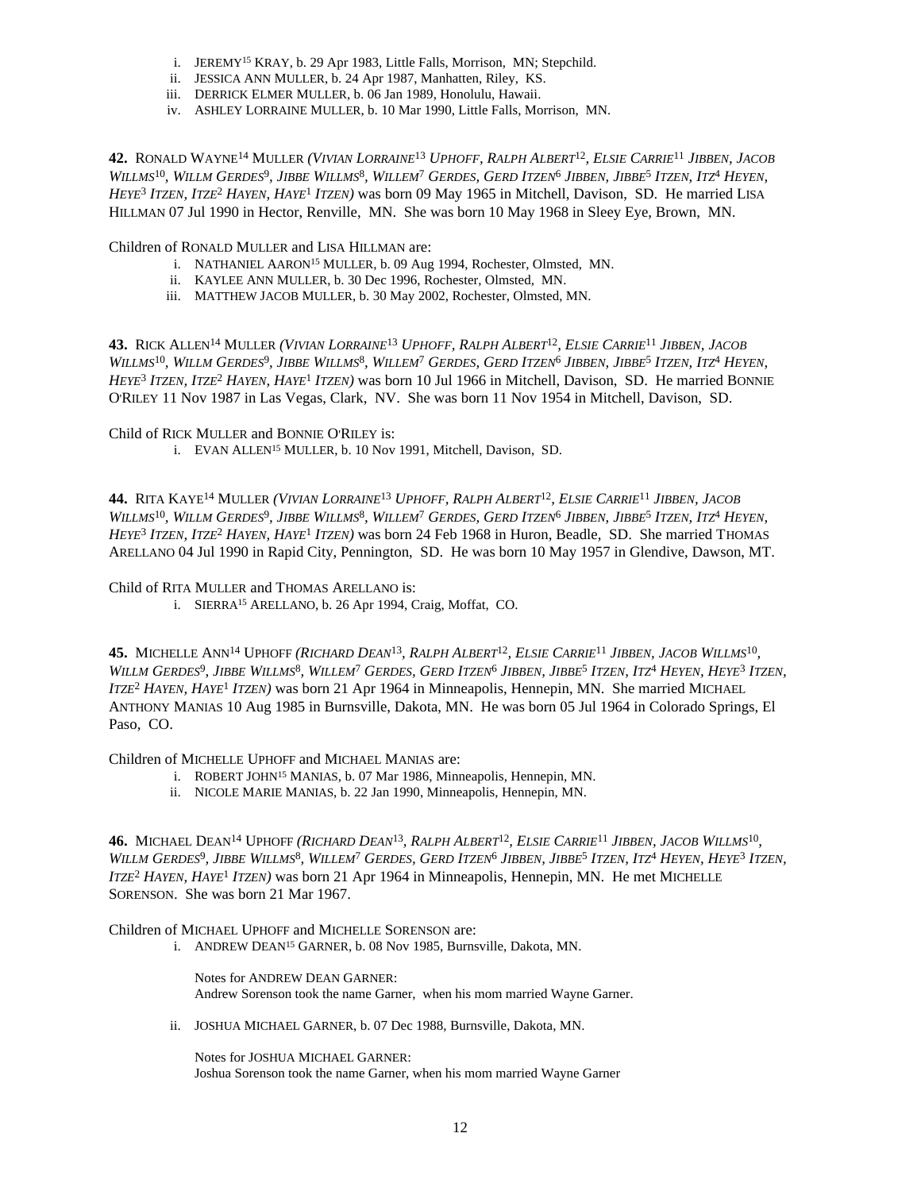i. JEREMY[15] KRAY, b. 29 Apr 1983, Little Falls, Morrison, MN; Stepchild.
ii. JESSICA ANN MULLER, b. 24 Apr 1987, Manhatten, Riley, KS.
iii. DERRICK ELMER MULLER, b. 06 Jan 1989, Honolulu, Hawaii.
iv. ASHLEY LORRAINE MULLER, b. 10 Mar 1990, Little Falls, Morrison, MN.

**42.** RONALD WAYNE[14] MULLER *(VIVIAN LORRAINE[13] UPHOFF, RALPH ALBERT[12], ELSIE CARRIE[11] JIBBEN, JACOB WILLMS[10], WILLM GERDES[9], JIBBE WILLMS[8], WILLEM[7] GERDES, GERD ITZEN[6] JIBBEN, JIBBE[5] ITZEN, ITZ[4] HEYEN, HEYE[3] ITZEN, ITZE[2] HAYEN, HAYE[1] ITZEN)* was born 09 May 1965 in Mitchell, Davison, SD. He married LISA HILLMAN 07 Jul 1990 in Hector, Renville, MN. She was born 10 May 1968 in Sleey Eye, Brown, MN.

Children of RONALD MULLER and LISA HILLMAN are:

i. NATHANIEL AARON[15] MULLER, b. 09 Aug 1994, Rochester, Olmsted, MN.
ii. KAYLEE ANN MULLER, b. 30 Dec 1996, Rochester, Olmsted, MN.
iii. MATTHEW JACOB MULLER, b. 30 May 2002, Rochester, Olmsted, MN.

**43.** RICK ALLEN[14] MULLER *(VIVIAN LORRAINE[13] UPHOFF, RALPH ALBERT[12], ELSIE CARRIE[11] JIBBEN, JACOB WILLMS[10], WILLM GERDES[9], JIBBE WILLMS[8], WILLEM[7] GERDES, GERD ITZEN[6] JIBBEN, JIBBE[5] ITZEN, ITZ[4] HEYEN, HEYE[3] ITZEN, ITZE[2] HAYEN, HAYE[1] ITZEN)* was born 10 Jul 1966 in Mitchell, Davison, SD. He married BONNIE O'RILEY 11 Nov 1987 in Las Vegas, Clark, NV. She was born 11 Nov 1954 in Mitchell, Davison, SD.

Child of RICK MULLER and BONNIE O'RILEY is:

i. EVAN ALLEN[15] MULLER, b. 10 Nov 1991, Mitchell, Davison, SD.

**44.** RITA KAYE[14] MULLER *(VIVIAN LORRAINE[13] UPHOFF, RALPH ALBERT[12], ELSIE CARRIE[11] JIBBEN, JACOB WILLMS[10], WILLM GERDES[9], JIBBE WILLMS[8], WILLEM[7] GERDES, GERD ITZEN[6] JIBBEN, JIBBE[5] ITZEN, ITZ[4] HEYEN, HEYE[3] ITZEN, ITZE[2] HAYEN, HAYE[1] ITZEN)* was born 24 Feb 1968 in Huron, Beadle, SD. She married THOMAS ARELLANO 04 Jul 1990 in Rapid City, Pennington, SD. He was born 10 May 1957 in Glendive, Dawson, MT.

Child of RITA MULLER and THOMAS ARELLANO is:

i. SIERRA[15] ARELLANO, b. 26 Apr 1994, Craig, Moffat, CO.

**45.** MICHELLE ANN[14] UPHOFF *(RICHARD DEAN[13], RALPH ALBERT[12], ELSIE CARRIE[11] JIBBEN, JACOB WILLMS[10], WILLM GERDES[9], JIBBE WILLMS[8], WILLEM[7] GERDES, GERD ITZEN[6] JIBBEN, JIBBE[5] ITZEN, ITZ[4] HEYEN, HEYE[3] ITZEN, ITZE[2] HAYEN, HAYE[1] ITZEN)* was born 21 Apr 1964 in Minneapolis, Hennepin, MN. She married MICHAEL ANTHONY MANIAS 10 Aug 1985 in Burnsville, Dakota, MN. He was born 05 Jul 1964 in Colorado Springs, El Paso, CO.

Children of MICHELLE UPHOFF and MICHAEL MANIAS are:

i. ROBERT JOHN[15] MANIAS, b. 07 Mar 1986, Minneapolis, Hennepin, MN.
ii. NICOLE MARIE MANIAS, b. 22 Jan 1990, Minneapolis, Hennepin, MN.

**46.** MICHAEL DEAN[14] UPHOFF *(RICHARD DEAN[13], RALPH ALBERT[12], ELSIE CARRIE[11] JIBBEN, JACOB WILLMS[10], WILLM GERDES[9], JIBBE WILLMS[8], WILLEM[7] GERDES, GERD ITZEN[6] JIBBEN, JIBBE[5] ITZEN, ITZ[4] HEYEN, HEYE[3] ITZEN, ITZE[2] HAYEN, HAYE[1] ITZEN)* was born 21 Apr 1964 in Minneapolis, Hennepin, MN. He met MICHELLE SORENSON. She was born 21 Mar 1967.

Children of MICHAEL UPHOFF and MICHELLE SORENSON are:

i. ANDREW DEAN[15] GARNER, b. 08 Nov 1985, Burnsville, Dakota, MN.

   Notes for ANDREW DEAN GARNER:
   Andrew Sorenson took the name Garner, when his mom married Wayne Garner.

ii. JOSHUA MICHAEL GARNER, b. 07 Dec 1988, Burnsville, Dakota, MN.

   Notes for JOSHUA MICHAEL GARNER:
   Joshua Sorenson took the name Garner, when his mom married Wayne Garner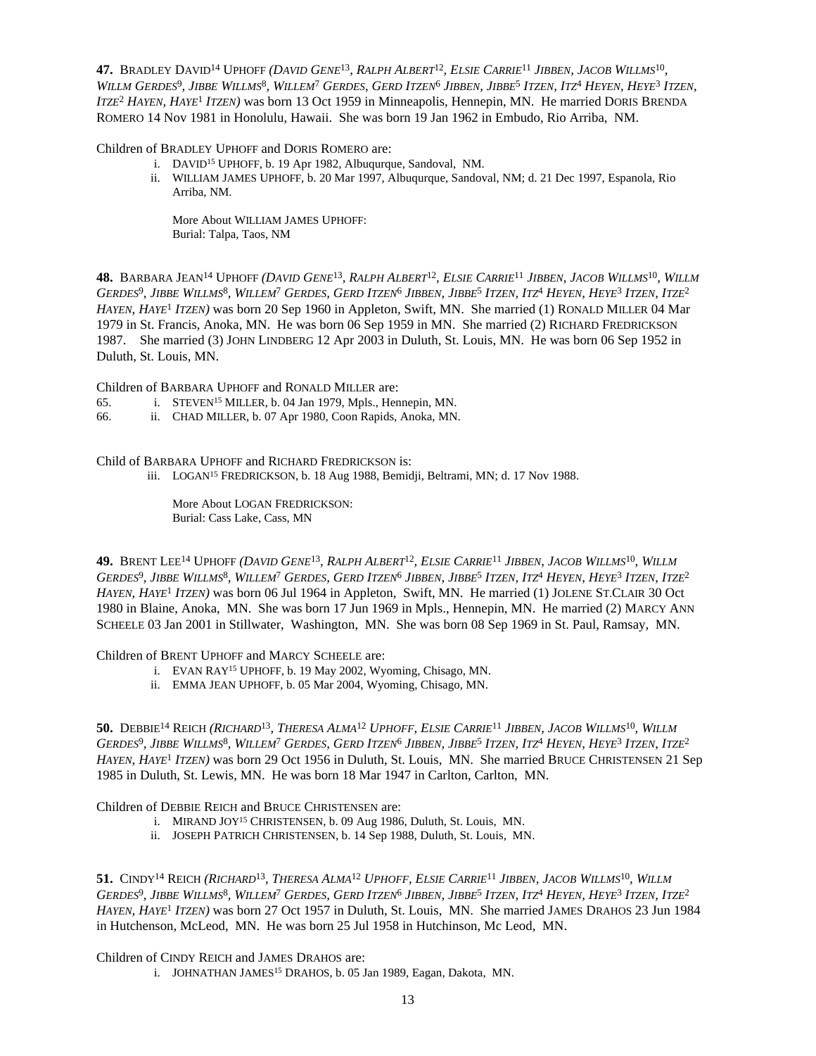**47.** BRADLEY DAVID[14] UPHOFF *(DAVID GENE[13], RALPH ALBERT[12], ELSIE CARRIE[11] JIBBEN, JACOB WILLMS[10], WILLM GERDES[9], JIBBE WILLMS[8], WILLEM[7] GERDES, GERD ITZEN[6] JIBBEN, JIBBE[5] ITZEN, ITZ[4] HEYEN, HEYE[3] ITZEN, ITZE[2] HAYEN, HAYE[1] ITZEN)* was born 13 Oct 1959 in Minneapolis, Hennepin, MN. He married DORIS BRENDA ROMERO 14 Nov 1981 in Honolulu, Hawaii. She was born 19 Jan 1962 in Embudo, Rio Arriba, NM.

Children of BRADLEY UPHOFF and DORIS ROMERO are:

i. DAVID[15] UPHOFF, b. 19 Apr 1982, Albuqurque, Sandoval, NM.

ii. WILLIAM JAMES UPHOFF, b. 20 Mar 1997, Albuqurque, Sandoval, NM; d. 21 Dec 1997, Espanola, Rio Arriba, NM.

More About WILLIAM JAMES UPHOFF:
Burial: Talpa, Taos, NM

**48.** BARBARA JEAN[14] UPHOFF *(DAVID GENE[13], RALPH ALBERT[12], ELSIE CARRIE[11] JIBBEN, JACOB WILLMS[10], WILLM GERDES[9], JIBBE WILLMS[8], WILLEM[7] GERDES, GERD ITZEN[6] JIBBEN, JIBBE[5] ITZEN, ITZ[4] HEYEN, HEYE[3] ITZEN, ITZE[2] HAYEN, HAYE[1] ITZEN)* was born 20 Sep 1960 in Appleton, Swift, MN. She married (1) RONALD MILLER 04 Mar 1979 in St. Francis, Anoka, MN. He was born 06 Sep 1959 in MN. She married (2) RICHARD FREDRICKSON 1987. She married (3) JOHN LINDBERG 12 Apr 2003 in Duluth, St. Louis, MN. He was born 06 Sep 1952 in Duluth, St. Louis, MN.

Children of BARBARA UPHOFF and RONALD MILLER are:

65. i. STEVEN[15] MILLER, b. 04 Jan 1979, Mpls., Hennepin, MN.

66. ii. CHAD MILLER, b. 07 Apr 1980, Coon Rapids, Anoka, MN.

Child of BARBARA UPHOFF and RICHARD FREDRICKSON is:

iii. LOGAN[15] FREDRICKSON, b. 18 Aug 1988, Bemidji, Beltrami, MN; d. 17 Nov 1988.

More About LOGAN FREDRICKSON:
Burial: Cass Lake, Cass, MN

**49.** BRENT LEE[14] UPHOFF *(DAVID GENE[13], RALPH ALBERT[12], ELSIE CARRIE[11] JIBBEN, JACOB WILLMS[10], WILLM GERDES[9], JIBBE WILLMS[8], WILLEM[7] GERDES, GERD ITZEN[6] JIBBEN, JIBBE[5] ITZEN, ITZ[4] HEYEN, HEYE[3] ITZEN, ITZE[2] HAYEN, HAYE[1] ITZEN)* was born 06 Jul 1964 in Appleton, Swift, MN. He married (1) JOLENE ST.CLAIR 30 Oct 1980 in Blaine, Anoka, MN. She was born 17 Jun 1969 in Mpls., Hennepin, MN. He married (2) MARCY ANN SCHEELE 03 Jan 2001 in Stillwater, Washington, MN. She was born 08 Sep 1969 in St. Paul, Ramsay, MN.

Children of BRENT UPHOFF and MARCY SCHEELE are:

i. EVAN RAY[15] UPHOFF, b. 19 May 2002, Wyoming, Chisago, MN.

ii. EMMA JEAN UPHOFF, b. 05 Mar 2004, Wyoming, Chisago, MN.

**50.** DEBBIE[14] REICH *(RICHARD[13], THERESA ALMA[12] UPHOFF, ELSIE CARRIE[11] JIBBEN, JACOB WILLMS[10], WILLM GERDES[9], JIBBE WILLMS[8], WILLEM[7] GERDES, GERD ITZEN[6] JIBBEN, JIBBE[5] ITZEN, ITZ[4] HEYEN, HEYE[3] ITZEN, ITZE[2] HAYEN, HAYE[1] ITZEN)* was born 29 Oct 1956 in Duluth, St. Louis, MN. She married BRUCE CHRISTENSEN 21 Sep 1985 in Duluth, St. Lewis, MN. He was born 18 Mar 1947 in Carlton, Carlton, MN.

Children of DEBBIE REICH and BRUCE CHRISTENSEN are:

i. MIRAND JOY[15] CHRISTENSEN, b. 09 Aug 1986, Duluth, St. Louis, MN.

ii. JOSEPH PATRICH CHRISTENSEN, b. 14 Sep 1988, Duluth, St. Louis, MN.

**51.** CINDY[14] REICH *(RICHARD[13], THERESA ALMA[12] UPHOFF, ELSIE CARRIE[11] JIBBEN, JACOB WILLMS[10], WILLM GERDES[9], JIBBE WILLMS[8], WILLEM[7] GERDES, GERD ITZEN[6] JIBBEN, JIBBE[5] ITZEN, ITZ[4] HEYEN, HEYE[3] ITZEN, ITZE[2] HAYEN, HAYE[1] ITZEN)* was born 27 Oct 1957 in Duluth, St. Louis, MN. She married JAMES DRAHOS 23 Jun 1984 in Hutchenson, McLeod, MN. He was born 25 Jul 1958 in Hutchinson, Mc Leod, MN.

Children of CINDY REICH and JAMES DRAHOS are:

i. JOHNATHAN JAMES[15] DRAHOS, b. 05 Jan 1989, Eagan, Dakota, MN.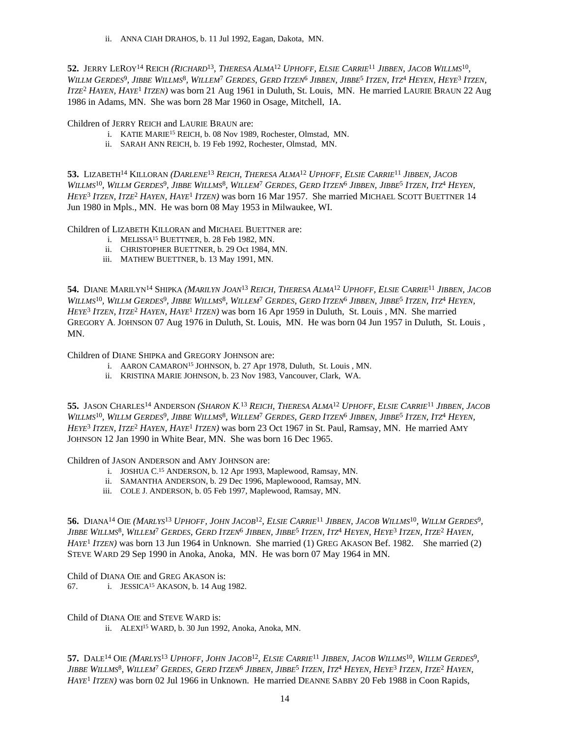ii. ANNA CIAH DRAHOS, b. 11 Jul 1992, Eagan, Dakota, MN.

**52.** JERRY LEROY[14] REICH *(RICHARD[13], THERESA ALMA[12] UPHOFF, ELSIE CARRIE[11] JIBBEN, JACOB WILLMS[10], WILLM GERDES[9], JIBBE WILLMS[8], WILLEM[7] GERDES, GERD ITZEN[6] JIBBEN, JIBBE[5] ITZEN, ITZ[4] HEYEN, HEYE[3] ITZEN, ITZE[2] HAYEN, HAYE[1] ITZEN)* was born 21 Aug 1961 in Duluth, St. Louis, MN. He married LAURIE BRAUN 22 Aug 1986 in Adams, MN. She was born 28 Mar 1960 in Osage, Mitchell, IA.

Children of JERRY REICH and LAURIE BRAUN are:

i. KATIE MARIE[15] REICH, b. 08 Nov 1989, Rochester, Olmstad, MN.
ii. SARAH ANN REICH, b. 19 Feb 1992, Rochester, Olmstad, MN.

**53.** LIZABETH[14] KILLORAN *(DARLENE[13] REICH, THERESA ALMA[12] UPHOFF, ELSIE CARRIE[11] JIBBEN, JACOB WILLMS[10], WILLM GERDES[9], JIBBE WILLMS[8], WILLEM[7] GERDES, GERD ITZEN[6] JIBBEN, JIBBE[5] ITZEN, ITZ[4] HEYEN, HEYE[3] ITZEN, ITZE[2] HAYEN, HAYE[1] ITZEN)* was born 16 Mar 1957. She married MICHAEL SCOTT BUETTNER 14 Jun 1980 in Mpls., MN. He was born 08 May 1953 in Milwaukee, WI.

Children of LIZABETH KILLORAN and MICHAEL BUETTNER are:

i. MELISSA[15] BUETTNER, b. 28 Feb 1982, MN.
ii. CHRISTOPHER BUETTNER, b. 29 Oct 1984, MN.
iii. MATHEW BUETTNER, b. 13 May 1991, MN.

**54.** DIANE MARILYN[14] SHIPKA *(MARILYN JOAN[13] REICH, THERESA ALMA[12] UPHOFF, ELSIE CARRIE[11] JIBBEN, JACOB WILLMS[10], WILLM GERDES[9], JIBBE WILLMS[8], WILLEM[7] GERDES, GERD ITZEN[6] JIBBEN, JIBBE[5] ITZEN, ITZ[4] HEYEN, HEYE[3] ITZEN, ITZE[2] HAYEN, HAYE[1] ITZEN)* was born 16 Apr 1959 in Duluth, St. Louis , MN. She married GREGORY A. JOHNSON 07 Aug 1976 in Duluth, St. Louis, MN. He was born 04 Jun 1957 in Duluth, St. Louis , MN.

Children of DIANE SHIPKA and GREGORY JOHNSON are:

i. AARON CAMARON[15] JOHNSON, b. 27 Apr 1978, Duluth, St. Louis , MN.
ii. KRISTINA MARIE JOHNSON, b. 23 Nov 1983, Vancouver, Clark, WA.

**55.** JASON CHARLES[14] ANDERSON *(SHARON K.[13] REICH, THERESA ALMA[12] UPHOFF, ELSIE CARRIE[11] JIBBEN, JACOB WILLMS[10], WILLM GERDES[9], JIBBE WILLMS[8], WILLEM[7] GERDES, GERD ITZEN[6] JIBBEN, JIBBE[5] ITZEN, ITZ[4] HEYEN, HEYE[3] ITZEN, ITZE[2] HAYEN, HAYE[1] ITZEN)* was born 23 Oct 1967 in St. Paul, Ramsay, MN. He married AMY JOHNSON 12 Jan 1990 in White Bear, MN. She was born 16 Dec 1965.

Children of JASON ANDERSON and AMY JOHNSON are:

i. JOSHUA C.[15] ANDERSON, b. 12 Apr 1993, Maplewood, Ramsay, MN.
ii. SAMANTHA ANDERSON, b. 29 Dec 1996, Maplewoood, Ramsay, MN.
iii. COLE J. ANDERSON, b. 05 Feb 1997, Maplewood, Ramsay, MN.

**56.** DIANA[14] OIE *(MARLYS[13] UPHOFF, JOHN JACOB[12], ELSIE CARRIE[11] JIBBEN, JACOB WILLMS[10], WILLM GERDES[9], JIBBE WILLMS[8], WILLEM[7] GERDES, GERD ITZEN[6] JIBBEN, JIBBE[5] ITZEN, ITZ[4] HEYEN, HEYE[3] ITZEN, ITZE[2] HAYEN, HAYE[1] ITZEN)* was born 13 Jun 1964 in Unknown. She married (1) GREG AKASON Bef. 1982. She married (2) STEVE WARD 29 Sep 1990 in Anoka, Anoka, MN. He was born 07 May 1964 in MN.

Child of DIANA OIE and GREG AKASON is:

67. i. JESSICA[15] AKASON, b. 14 Aug 1982.

Child of DIANA OIE and STEVE WARD is:

ii. ALEXI[15] WARD, b. 30 Jun 1992, Anoka, Anoka, MN.

**57.** DALE[14] OIE *(MARLYS[13] UPHOFF, JOHN JACOB[12], ELSIE CARRIE[11] JIBBEN, JACOB WILLMS[10], WILLM GERDES[9], JIBBE WILLMS[8], WILLEM[7] GERDES, GERD ITZEN[6] JIBBEN, JIBBE[5] ITZEN, ITZ[4] HEYEN, HEYE[3] ITZEN, ITZE[2] HAYEN, HAYE[1] ITZEN)* was born 02 Jul 1966 in Unknown. He married DEANNE SABBY 20 Feb 1988 in Coon Rapids,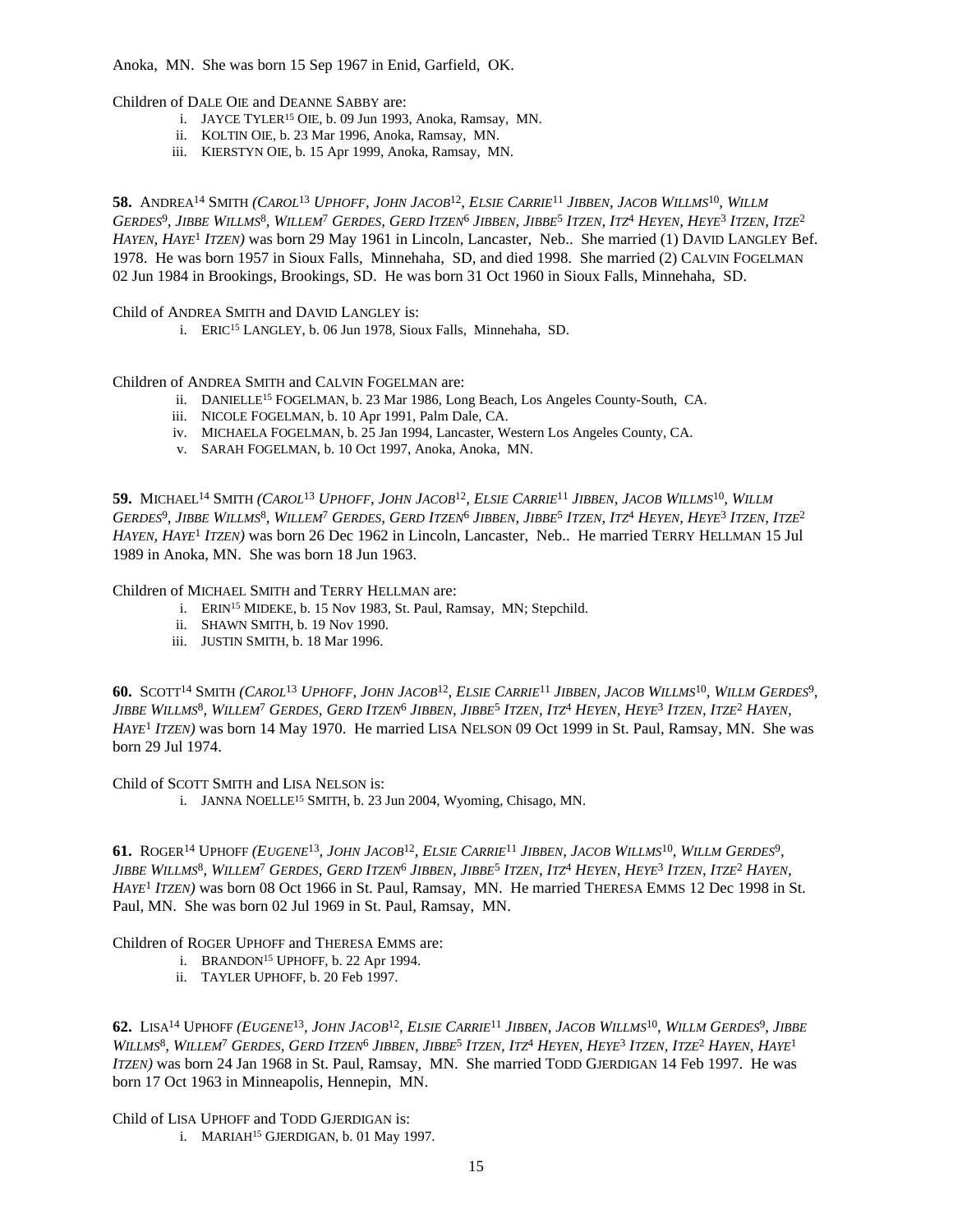Anoka, MN. She was born 15 Sep 1967 in Enid, Garfield, OK.

Children of DALE OIE and DEANNE SABBY are:

i. JAYCE TYLER[15] OIE, b. 09 Jun 1993, Anoka, Ramsay, MN.
ii. KOLTIN OIE, b. 23 Mar 1996, Anoka, Ramsay, MN.
iii. KIERSTYN OIE, b. 15 Apr 1999, Anoka, Ramsay, MN.

**58.** ANDREA[14] SMITH *(CAROL[13] UPHOFF, JOHN JACOB[12], ELSIE CARRIE[11] JIBBEN, JACOB WILLMS[10], WILLM GERDES[9], JIBBE WILLMS[8], WILLEM[7] GERDES, GERD ITZEN[6] JIBBEN, JIBBE[5] ITZEN, ITZ[4] HEYEN, HEYE[3] ITZEN, ITZE[2] HAYEN, HAYE[1] ITZEN)* was born 29 May 1961 in Lincoln, Lancaster, Neb.. She married (1) DAVID LANGLEY Bef. 1978. He was born 1957 in Sioux Falls, Minnehaha, SD, and died 1998. She married (2) CALVIN FOGELMAN 02 Jun 1984 in Brookings, Brookings, SD. He was born 31 Oct 1960 in Sioux Falls, Minnehaha, SD.

Child of ANDREA SMITH and DAVID LANGLEY is:

i. ERIC[15] LANGLEY, b. 06 Jun 1978, Sioux Falls, Minnehaha, SD.

Children of ANDREA SMITH and CALVIN FOGELMAN are:

ii. DANIELLE[15] FOGELMAN, b. 23 Mar 1986, Long Beach, Los Angeles County-South, CA.
iii. NICOLE FOGELMAN, b. 10 Apr 1991, Palm Dale, CA.
iv. MICHAELA FOGELMAN, b. 25 Jan 1994, Lancaster, Western Los Angeles County, CA.
v. SARAH FOGELMAN, b. 10 Oct 1997, Anoka, Anoka, MN.

**59.** MICHAEL[14] SMITH *(CAROL[13] UPHOFF, JOHN JACOB[12], ELSIE CARRIE[11] JIBBEN, JACOB WILLMS[10], WILLM GERDES[9], JIBBE WILLMS[8], WILLEM[7] GERDES, GERD ITZEN[6] JIBBEN, JIBBE[5] ITZEN, ITZ[4] HEYEN, HEYE[3] ITZEN, ITZE[2] HAYEN, HAYE[1] ITZEN)* was born 26 Dec 1962 in Lincoln, Lancaster, Neb.. He married TERRY HELLMAN 15 Jul 1989 in Anoka, MN. She was born 18 Jun 1963.

Children of MICHAEL SMITH and TERRY HELLMAN are:

i. ERIN[15] MIDEKE, b. 15 Nov 1983, St. Paul, Ramsay, MN; Stepchild.
ii. SHAWN SMITH, b. 19 Nov 1990.
iii. JUSTIN SMITH, b. 18 Mar 1996.

**60.** SCOTT[14] SMITH *(CAROL[13] UPHOFF, JOHN JACOB[12], ELSIE CARRIE[11] JIBBEN, JACOB WILLMS[10], WILLM GERDES[9], JIBBE WILLMS[8], WILLEM[7] GERDES, GERD ITZEN[6] JIBBEN, JIBBE[5] ITZEN, ITZ[4] HEYEN, HEYE[3] ITZEN, ITZE[2] HAYEN, HAYE[1] ITZEN)* was born 14 May 1970. He married LISA NELSON 09 Oct 1999 in St. Paul, Ramsay, MN. She was born 29 Jul 1974.

Child of SCOTT SMITH and LISA NELSON is:

i. JANNA NOELLE[15] SMITH, b. 23 Jun 2004, Wyoming, Chisago, MN.

**61.** ROGER[14] UPHOFF *(EUGENE[13], JOHN JACOB[12], ELSIE CARRIE[11] JIBBEN, JACOB WILLMS[10], WILLM GERDES[9], JIBBE WILLMS[8], WILLEM[7] GERDES, GERD ITZEN[6] JIBBEN, JIBBE[5] ITZEN, ITZ[4] HEYEN, HEYE[3] ITZEN, ITZE[2] HAYEN, HAYE[1] ITZEN)* was born 08 Oct 1966 in St. Paul, Ramsay, MN. He married THERESA EMMS 12 Dec 1998 in St. Paul, MN. She was born 02 Jul 1969 in St. Paul, Ramsay, MN.

Children of ROGER UPHOFF and THERESA EMMS are:

i. BRANDON[15] UPHOFF, b. 22 Apr 1994.
ii. TAYLER UPHOFF, b. 20 Feb 1997.

**62.** LISA[14] UPHOFF *(EUGENE[13], JOHN JACOB[12], ELSIE CARRIE[11] JIBBEN, JACOB WILLMS[10], WILLM GERDES[9], JIBBE WILLMS[8], WILLEM[7] GERDES, GERD ITZEN[6] JIBBEN, JIBBE[5] ITZEN, ITZ[4] HEYEN, HEYE[3] ITZEN, ITZE[2] HAYEN, HAYE[1] ITZEN)* was born 24 Jan 1968 in St. Paul, Ramsay, MN. She married TODD GJERDIGAN 14 Feb 1997. He was born 17 Oct 1963 in Minneapolis, Hennepin, MN.

Child of LISA UPHOFF and TODD GJERDIGAN is:

i. MARIAH[15] GJERDIGAN, b. 01 May 1997.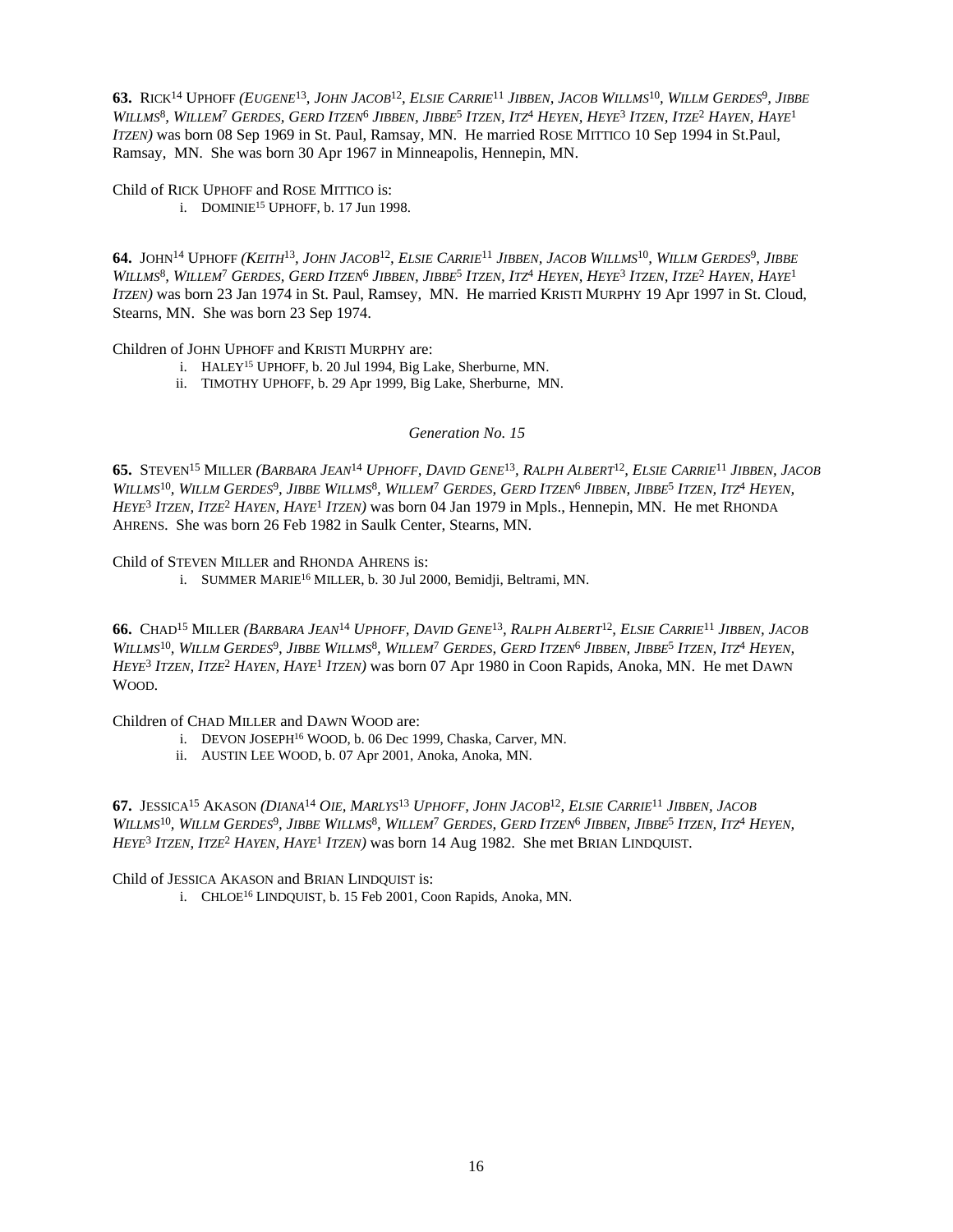**63.** Rick[14] Uphoff *(Eugene[13], John Jacob[12], Elsie Carrie[11] Jibben, Jacob Willms[10], Willm Gerdes[9], Jibbe Willms[8], Willem[7] Gerdes, Gerd Itzen[6] Jibben, Jibbe[5] Itzen, Itz[4] Heyen, Heye[3] Itzen, Itze[2] Hayen, Haye[1] Itzen)* was born 08 Sep 1969 in St. Paul, Ramsay, MN. He married Rose Mittico 10 Sep 1994 in St.Paul, Ramsay, MN. She was born 30 Apr 1967 in Minneapolis, Hennepin, MN.

Child of Rick Uphoff and Rose Mittico is:

i. Dominie[15] Uphoff, b. 17 Jun 1998.

**64.** John[14] Uphoff *(Keith[13], John Jacob[12], Elsie Carrie[11] Jibben, Jacob Willms[10], Willm Gerdes[9], Jibbe Willms[8], Willem[7] Gerdes, Gerd Itzen[6] Jibben, Jibbe[5] Itzen, Itz[4] Heyen, Heye[3] Itzen, Itze[2] Hayen, Haye[1] Itzen)* was born 23 Jan 1974 in St. Paul, Ramsey, MN. He married Kristi Murphy 19 Apr 1997 in St. Cloud, Stearns, MN. She was born 23 Sep 1974.

Children of John Uphoff and Kristi Murphy are:

i. Haley[15] Uphoff, b. 20 Jul 1994, Big Lake, Sherburne, MN.

ii. Timothy Uphoff, b. 29 Apr 1999, Big Lake, Sherburne, MN.

*Generation No. 15*

**65.** Steven[15] Miller *(Barbara Jean[14] Uphoff, David Gene[13], Ralph Albert[12], Elsie Carrie[11] Jibben, Jacob Willms[10], Willm Gerdes[9], Jibbe Willms[8], Willem[7] Gerdes, Gerd Itzen[6] Jibben, Jibbe[5] Itzen, Itz[4] Heyen, Heye[3] Itzen, Itze[2] Hayen, Haye[1] Itzen)* was born 04 Jan 1979 in Mpls., Hennepin, MN. He met Rhonda Ahrens. She was born 26 Feb 1982 in Saulk Center, Stearns, MN.

Child of Steven Miller and Rhonda Ahrens is:

i. Summer Marie[16] Miller, b. 30 Jul 2000, Bemidji, Beltrami, MN.

**66.** Chad[15] Miller *(Barbara Jean[14] Uphoff, David Gene[13], Ralph Albert[12], Elsie Carrie[11] Jibben, Jacob Willms[10], Willm Gerdes[9], Jibbe Willms[8], Willem[7] Gerdes, Gerd Itzen[6] Jibben, Jibbe[5] Itzen, Itz[4] Heyen, Heye[3] Itzen, Itze[2] Hayen, Haye[1] Itzen)* was born 07 Apr 1980 in Coon Rapids, Anoka, MN. He met Dawn Wood.

Children of Chad Miller and Dawn Wood are:

i. Devon Joseph[16] Wood, b. 06 Dec 1999, Chaska, Carver, MN.

ii. Austin Lee Wood, b. 07 Apr 2001, Anoka, Anoka, MN.

**67.** Jessica[15] Akason *(Diana[14] Oie, Marlys[13] Uphoff, John Jacob[12], Elsie Carrie[11] Jibben, Jacob Willms[10], Willm Gerdes[9], Jibbe Willms[8], Willem[7] Gerdes, Gerd Itzen[6] Jibben, Jibbe[5] Itzen, Itz[4] Heyen, Heye[3] Itzen, Itze[2] Hayen, Haye[1] Itzen)* was born 14 Aug 1982. She met Brian Lindquist.

Child of Jessica Akason and Brian Lindquist is:

i. Chloe[16] Lindquist, b. 15 Feb 2001, Coon Rapids, Anoka, MN.